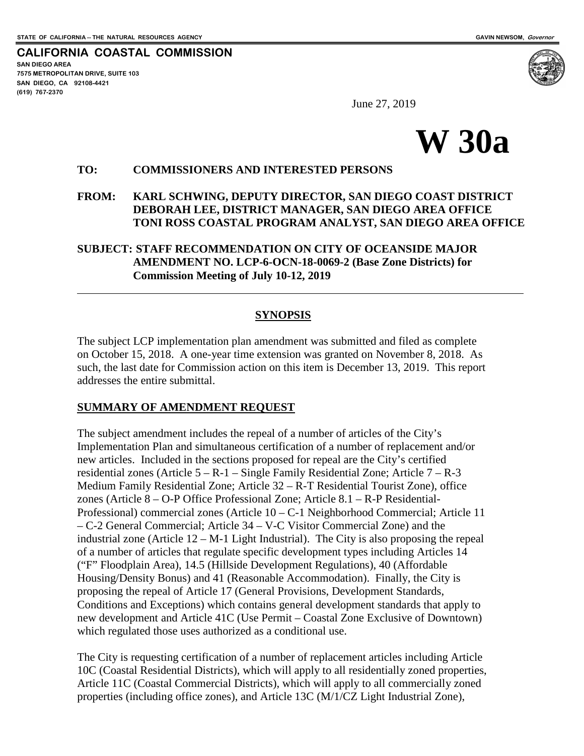STATE OF CALIFORNIA -- THE NATURAL RESOURCES AGENCY GAVIN NEWSOM, *Governor*

**CALIFORNIA COASTAL COMMISSION**
SAN DIEGO AREA
7575 METROPOLITAN DRIVE, SUITE 103
SAN DIEGO, CA 92108-4421
(619) 767-2370

June 27, 2019

# W 30a

**TO: COMMISSIONERS AND INTERESTED PERSONS**

**FROM: KARL SCHWING, DEPUTY DIRECTOR, SAN DIEGO COAST DISTRICT**
**DEBORAH LEE, DISTRICT MANAGER, SAN DIEGO AREA OFFICE**
**TONI ROSS COASTAL PROGRAM ANALYST, SAN DIEGO AREA OFFICE**

**SUBJECT: STAFF RECOMMENDATION ON CITY OF OCEANSIDE MAJOR AMENDMENT NO. LCP-6-OCN-18-0069-2 (Base Zone Districts) for Commission Meeting of July 10-12, 2019**

---

## SYNOPSIS

The subject LCP implementation plan amendment was submitted and filed as complete on October 15, 2018. A one-year time extension was granted on November 8, 2018. As such, the last date for Commission action on this item is December 13, 2019. This report addresses the entire submittal.

### SUMMARY OF AMENDMENT REQUEST

The subject amendment includes the repeal of a number of articles of the City's Implementation Plan and simultaneous certification of a number of replacement and/or new articles. Included in the sections proposed for repeal are the City's certified residential zones (Article 5 – R-1 – Single Family Residential Zone; Article 7 – R-3 Medium Family Residential Zone; Article 32 – R-T Residential Tourist Zone), office zones (Article 8 – O-P Office Professional Zone; Article 8.1 – R-P Residential-Professional) commercial zones (Article 10 – C-1 Neighborhood Commercial; Article 11 – C-2 General Commercial; Article 34 – V-C Visitor Commercial Zone) and the industrial zone (Article 12 – M-1 Light Industrial). The City is also proposing the repeal of a number of articles that regulate specific development types including Articles 14 ("F" Floodplain Area), 14.5 (Hillside Development Regulations), 40 (Affordable Housing/Density Bonus) and 41 (Reasonable Accommodation). Finally, the City is proposing the repeal of Article 17 (General Provisions, Development Standards, Conditions and Exceptions) which contains general development standards that apply to new development and Article 41C (Use Permit – Coastal Zone Exclusive of Downtown) which regulated those uses authorized as a conditional use.

The City is requesting certification of a number of replacement articles including Article 10C (Coastal Residential Districts), which will apply to all residentially zoned properties, Article 11C (Coastal Commercial Districts), which will apply to all commercially zoned properties (including office zones), and Article 13C (M/1/CZ Light Industrial Zone),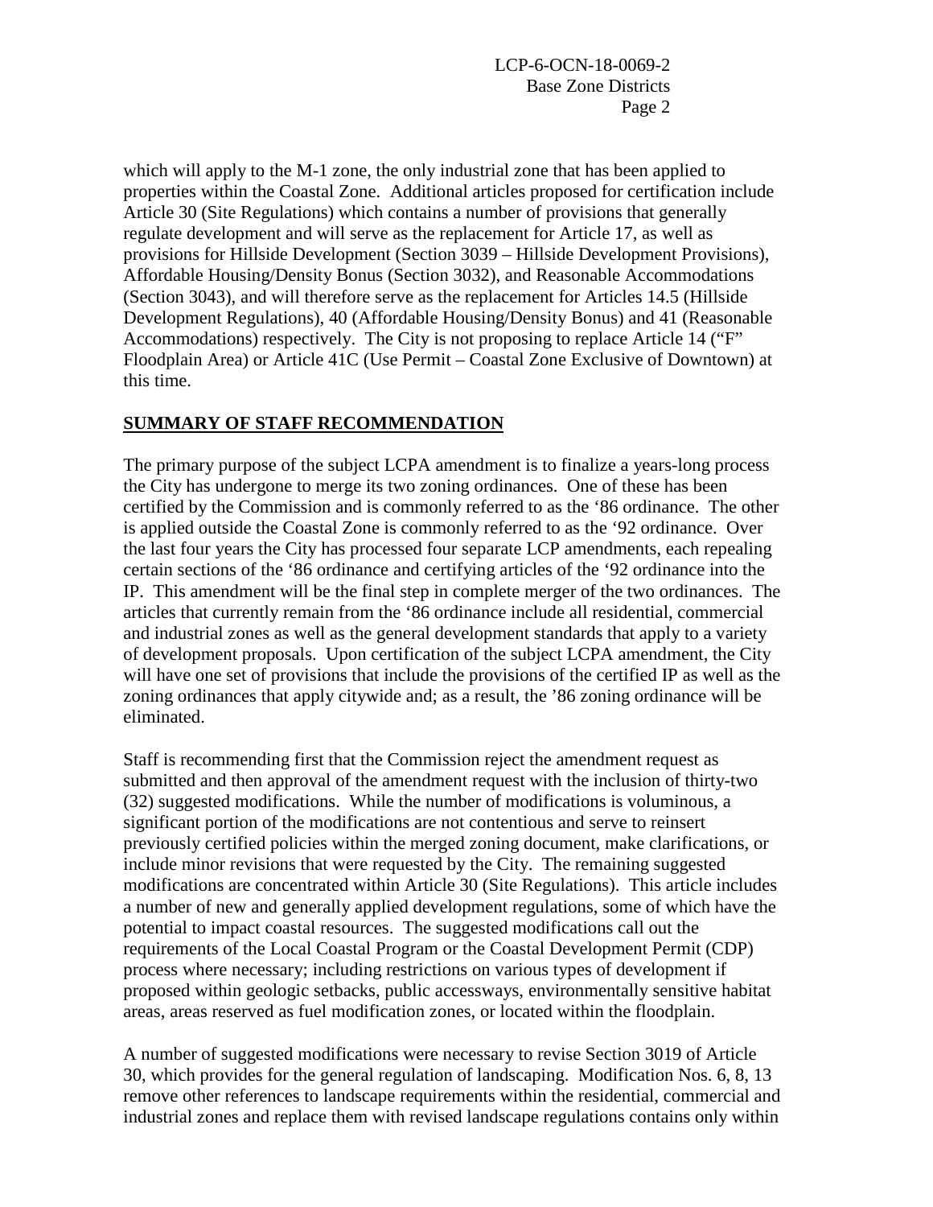which will apply to the M-1 zone, the only industrial zone that has been applied to properties within the Coastal Zone. Additional articles proposed for certification include Article 30 (Site Regulations) which contains a number of provisions that generally regulate development and will serve as the replacement for Article 17, as well as provisions for Hillside Development (Section 3039 – Hillside Development Provisions), Affordable Housing/Density Bonus (Section 3032), and Reasonable Accommodations (Section 3043), and will therefore serve as the replacement for Articles 14.5 (Hillside Development Regulations), 40 (Affordable Housing/Density Bonus) and 41 (Reasonable Accommodations) respectively. The City is not proposing to replace Article 14 ("F" Floodplain Area) or Article 41C (Use Permit – Coastal Zone Exclusive of Downtown) at this time.

## SUMMARY OF STAFF RECOMMENDATION

The primary purpose of the subject LCPA amendment is to finalize a years-long process the City has undergone to merge its two zoning ordinances. One of these has been certified by the Commission and is commonly referred to as the '86 ordinance. The other is applied outside the Coastal Zone is commonly referred to as the '92 ordinance. Over the last four years the City has processed four separate LCP amendments, each repealing certain sections of the '86 ordinance and certifying articles of the '92 ordinance into the IP. This amendment will be the final step in complete merger of the two ordinances. The articles that currently remain from the '86 ordinance include all residential, commercial and industrial zones as well as the general development standards that apply to a variety of development proposals. Upon certification of the subject LCPA amendment, the City will have one set of provisions that include the provisions of the certified IP as well as the zoning ordinances that apply citywide and; as a result, the '86 zoning ordinance will be eliminated.

Staff is recommending first that the Commission reject the amendment request as submitted and then approval of the amendment request with the inclusion of thirty-two (32) suggested modifications. While the number of modifications is voluminous, a significant portion of the modifications are not contentious and serve to reinsert previously certified policies within the merged zoning document, make clarifications, or include minor revisions that were requested by the City. The remaining suggested modifications are concentrated within Article 30 (Site Regulations). This article includes a number of new and generally applied development regulations, some of which have the potential to impact coastal resources. The suggested modifications call out the requirements of the Local Coastal Program or the Coastal Development Permit (CDP) process where necessary; including restrictions on various types of development if proposed within geologic setbacks, public accessways, environmentally sensitive habitat areas, areas reserved as fuel modification zones, or located within the floodplain.

A number of suggested modifications were necessary to revise Section 3019 of Article 30, which provides for the general regulation of landscaping. Modification Nos. 6, 8, 13 remove other references to landscape requirements within the residential, commercial and industrial zones and replace them with revised landscape regulations contains only within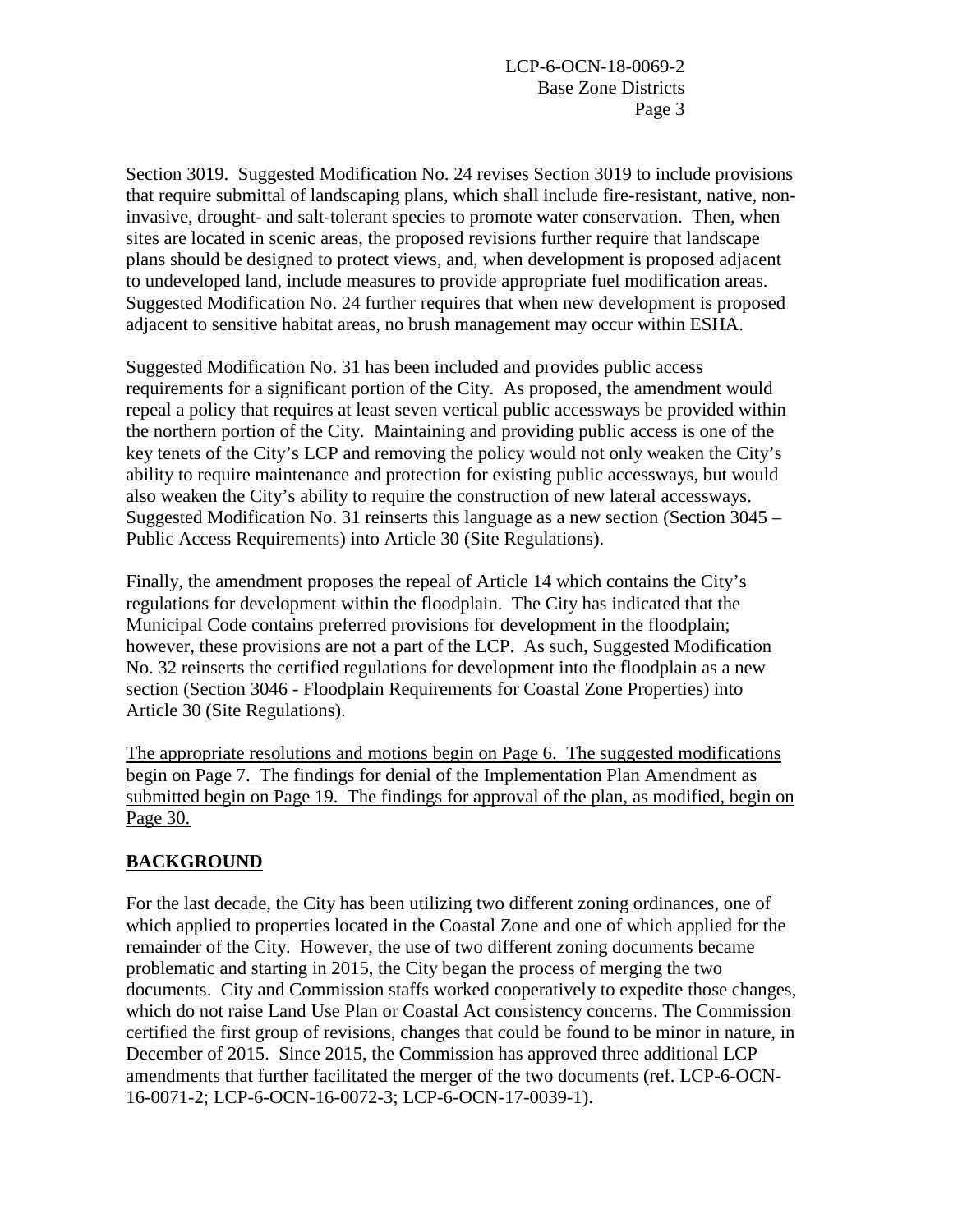Section 3019. Suggested Modification No. 24 revises Section 3019 to include provisions that require submittal of landscaping plans, which shall include fire-resistant, native, non-invasive, drought- and salt-tolerant species to promote water conservation. Then, when sites are located in scenic areas, the proposed revisions further require that landscape plans should be designed to protect views, and, when development is proposed adjacent to undeveloped land, include measures to provide appropriate fuel modification areas. Suggested Modification No. 24 further requires that when new development is proposed adjacent to sensitive habitat areas, no brush management may occur within ESHA.

Suggested Modification No. 31 has been included and provides public access requirements for a significant portion of the City. As proposed, the amendment would repeal a policy that requires at least seven vertical public accessways be provided within the northern portion of the City. Maintaining and providing public access is one of the key tenets of the City's LCP and removing the policy would not only weaken the City's ability to require maintenance and protection for existing public accessways, but would also weaken the City's ability to require the construction of new lateral accessways. Suggested Modification No. 31 reinserts this language as a new section (Section 3045 – Public Access Requirements) into Article 30 (Site Regulations).

Finally, the amendment proposes the repeal of Article 14 which contains the City's regulations for development within the floodplain. The City has indicated that the Municipal Code contains preferred provisions for development in the floodplain; however, these provisions are not a part of the LCP. As such, Suggested Modification No. 32 reinserts the certified regulations for development into the floodplain as a new section (Section 3046 - Floodplain Requirements for Coastal Zone Properties) into Article 30 (Site Regulations).

<u>The appropriate resolutions and motions begin on Page 6. The suggested modifications begin on Page 7. The findings for denial of the Implementation Plan Amendment as submitted begin on Page 19. The findings for approval of the plan, as modified, begin on Page 30.</u>

## BACKGROUND

For the last decade, the City has been utilizing two different zoning ordinances, one of which applied to properties located in the Coastal Zone and one of which applied for the remainder of the City. However, the use of two different zoning documents became problematic and starting in 2015, the City began the process of merging the two documents. City and Commission staffs worked cooperatively to expedite those changes, which do not raise Land Use Plan or Coastal Act consistency concerns. The Commission certified the first group of revisions, changes that could be found to be minor in nature, in December of 2015. Since 2015, the Commission has approved three additional LCP amendments that further facilitated the merger of the two documents (ref. LCP-6-OCN-16-0071-2; LCP-6-OCN-16-0072-3; LCP-6-OCN-17-0039-1).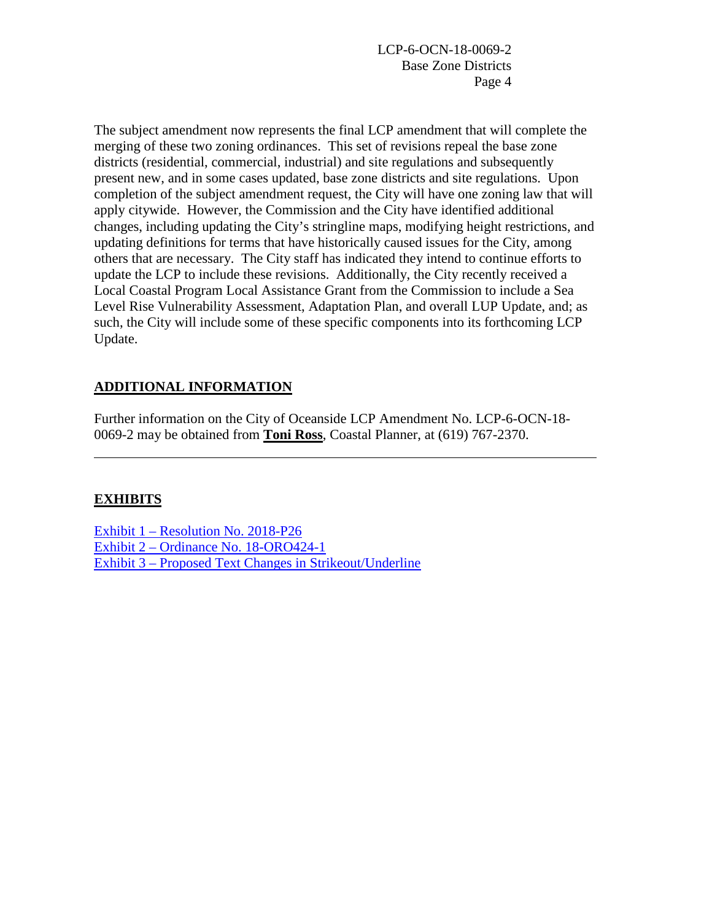The subject amendment now represents the final LCP amendment that will complete the merging of these two zoning ordinances. This set of revisions repeal the base zone districts (residential, commercial, industrial) and site regulations and subsequently present new, and in some cases updated, base zone districts and site regulations. Upon completion of the subject amendment request, the City will have one zoning law that will apply citywide. However, the Commission and the City have identified additional changes, including updating the City's stringline maps, modifying height restrictions, and updating definitions for terms that have historically caused issues for the City, among others that are necessary. The City staff has indicated they intend to continue efforts to update the LCP to include these revisions. Additionally, the City recently received a Local Coastal Program Local Assistance Grant from the Commission to include a Sea Level Rise Vulnerability Assessment, Adaptation Plan, and overall LUP Update, and; as such, the City will include some of these specific components into its forthcoming LCP Update.

## ADDITIONAL INFORMATION

Further information on the City of Oceanside LCP Amendment No. LCP-6-OCN-18-0069-2 may be obtained from **Toni Ross**, Coastal Planner, at (619) 767-2370.

---

## EXHIBITS

Exhibit 1 – Resolution No. 2018-P26
Exhibit 2 – Ordinance No. 18-ORO424-1
Exhibit 3 – Proposed Text Changes in Strikeout/Underline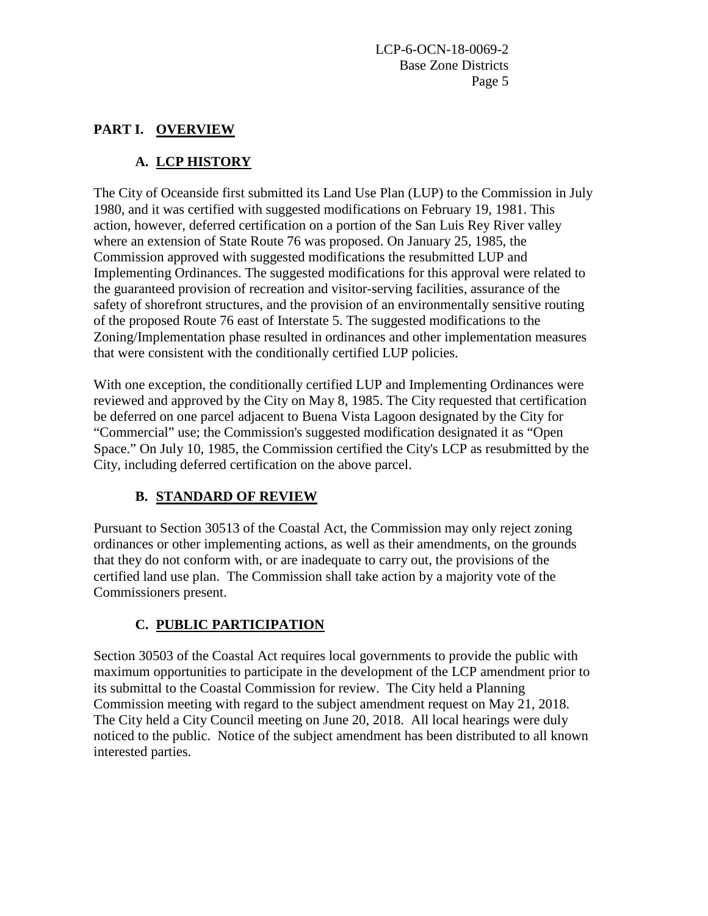## PART I. OVERVIEW

### A. LCP HISTORY

The City of Oceanside first submitted its Land Use Plan (LUP) to the Commission in July 1980, and it was certified with suggested modifications on February 19, 1981. This action, however, deferred certification on a portion of the San Luis Rey River valley where an extension of State Route 76 was proposed. On January 25, 1985, the Commission approved with suggested modifications the resubmitted LUP and Implementing Ordinances. The suggested modifications for this approval were related to the guaranteed provision of recreation and visitor-serving facilities, assurance of the safety of shorefront structures, and the provision of an environmentally sensitive routing of the proposed Route 76 east of Interstate 5. The suggested modifications to the Zoning/Implementation phase resulted in ordinances and other implementation measures that were consistent with the conditionally certified LUP policies.

With one exception, the conditionally certified LUP and Implementing Ordinances were reviewed and approved by the City on May 8, 1985. The City requested that certification be deferred on one parcel adjacent to Buena Vista Lagoon designated by the City for "Commercial" use; the Commission's suggested modification designated it as "Open Space." On July 10, 1985, the Commission certified the City's LCP as resubmitted by the City, including deferred certification on the above parcel.

### B. STANDARD OF REVIEW

Pursuant to Section 30513 of the Coastal Act, the Commission may only reject zoning ordinances or other implementing actions, as well as their amendments, on the grounds that they do not conform with, or are inadequate to carry out, the provisions of the certified land use plan. The Commission shall take action by a majority vote of the Commissioners present.

### C. PUBLIC PARTICIPATION

Section 30503 of the Coastal Act requires local governments to provide the public with maximum opportunities to participate in the development of the LCP amendment prior to its submittal to the Coastal Commission for review. The City held a Planning Commission meeting with regard to the subject amendment request on May 21, 2018. The City held a City Council meeting on June 20, 2018. All local hearings were duly noticed to the public. Notice of the subject amendment has been distributed to all known interested parties.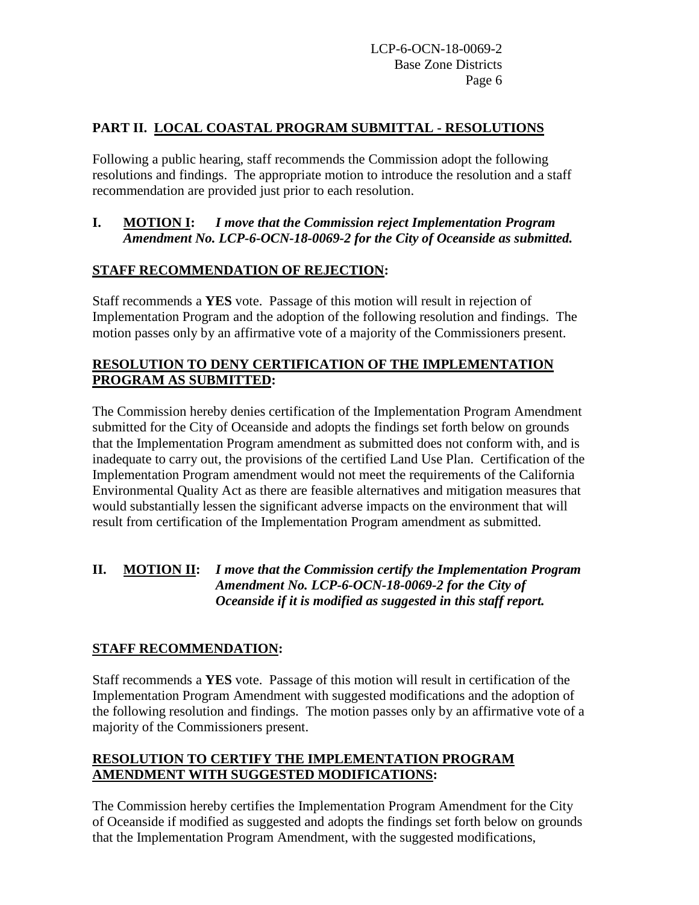## PART II. LOCAL COASTAL PROGRAM SUBMITTAL - RESOLUTIONS

Following a public hearing, staff recommends the Commission adopt the following resolutions and findings. The appropriate motion to introduce the resolution and a staff recommendation are provided just prior to each resolution.

**I. MOTION I:** ***I move that the Commission reject Implementation Program Amendment No. LCP-6-OCN-18-0069-2 for the City of Oceanside as submitted.***

**STAFF RECOMMENDATION OF REJECTION:**

Staff recommends a **YES** vote. Passage of this motion will result in rejection of Implementation Program and the adoption of the following resolution and findings. The motion passes only by an affirmative vote of a majority of the Commissioners present.

**RESOLUTION TO DENY CERTIFICATION OF THE IMPLEMENTATION PROGRAM AS SUBMITTED:**

The Commission hereby denies certification of the Implementation Program Amendment submitted for the City of Oceanside and adopts the findings set forth below on grounds that the Implementation Program amendment as submitted does not conform with, and is inadequate to carry out, the provisions of the certified Land Use Plan. Certification of the Implementation Program amendment would not meet the requirements of the California Environmental Quality Act as there are feasible alternatives and mitigation measures that would substantially lessen the significant adverse impacts on the environment that will result from certification of the Implementation Program amendment as submitted.

**II. MOTION II:** ***I move that the Commission certify the Implementation Program Amendment No. LCP-6-OCN-18-0069-2 for the City of Oceanside if it is modified as suggested in this staff report.***

**STAFF RECOMMENDATION:**

Staff recommends a **YES** vote. Passage of this motion will result in certification of the Implementation Program Amendment with suggested modifications and the adoption of the following resolution and findings. The motion passes only by an affirmative vote of a majority of the Commissioners present.

**RESOLUTION TO CERTIFY THE IMPLEMENTATION PROGRAM AMENDMENT WITH SUGGESTED MODIFICATIONS:**

The Commission hereby certifies the Implementation Program Amendment for the City of Oceanside if modified as suggested and adopts the findings set forth below on grounds that the Implementation Program Amendment, with the suggested modifications,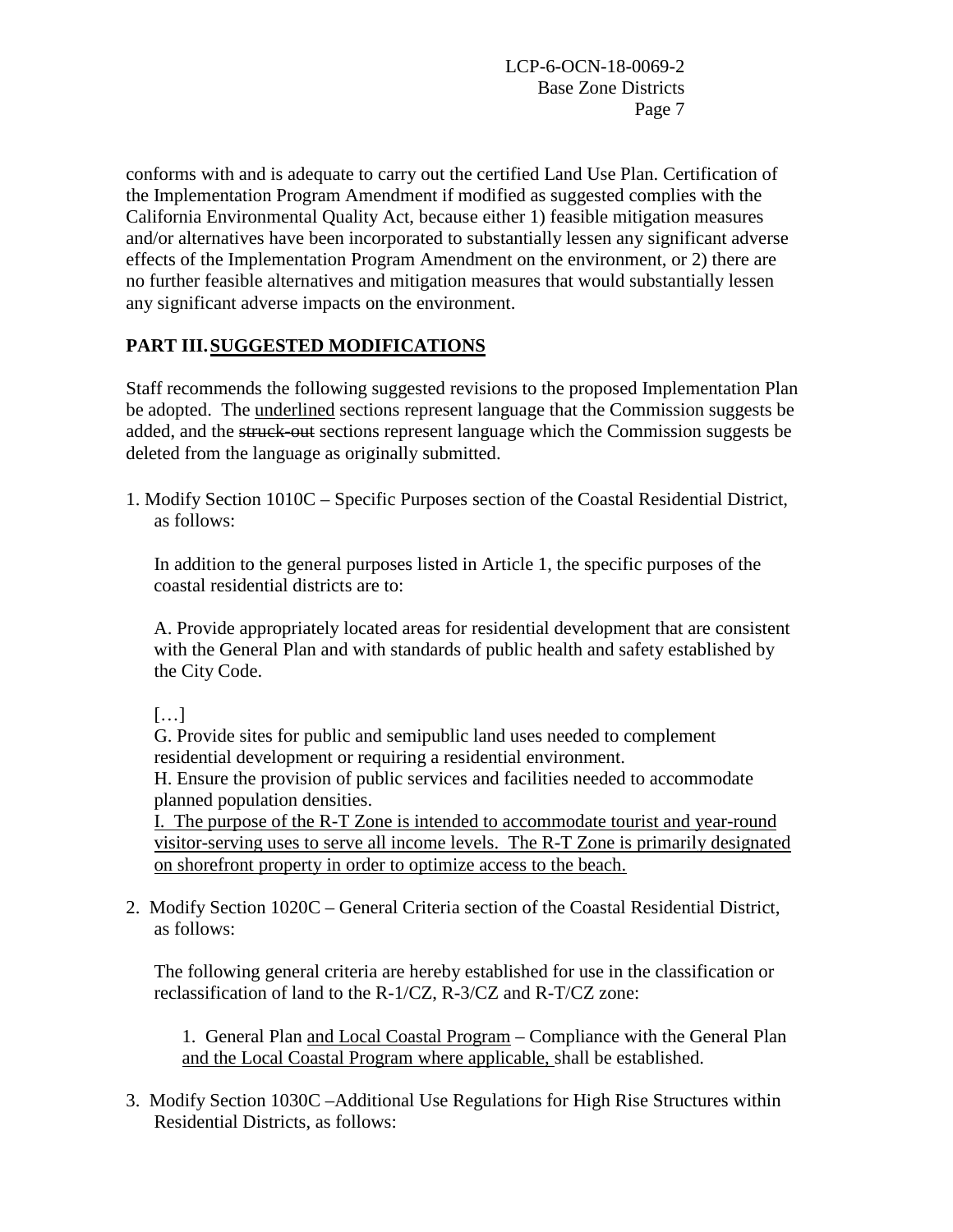conforms with and is adequate to carry out the certified Land Use Plan. Certification of the Implementation Program Amendment if modified as suggested complies with the California Environmental Quality Act, because either 1) feasible mitigation measures and/or alternatives have been incorporated to substantially lessen any significant adverse effects of the Implementation Program Amendment on the environment, or 2) there are no further feasible alternatives and mitigation measures that would substantially lessen any significant adverse impacts on the environment.

## PART III. <u>SUGGESTED MODIFICATIONS</u>

Staff recommends the following suggested revisions to the proposed Implementation Plan be adopted. The <u>underlined</u> sections represent language that the Commission suggests be added, and the ~~struck-out~~ sections represent language which the Commission suggests be deleted from the language as originally submitted.

1. Modify Section 1010C – Specific Purposes section of the Coastal Residential District, as follows:

   In addition to the general purposes listed in Article 1, the specific purposes of the coastal residential districts are to:

   A. Provide appropriately located areas for residential development that are consistent with the General Plan and with standards of public health and safety established by the City Code.

   […]
   G. Provide sites for public and semipublic land uses needed to complement residential development or requiring a residential environment.
   H. Ensure the provision of public services and facilities needed to accommodate planned population densities.
   <u>I. The purpose of the R-T Zone is intended to accommodate tourist and year-round visitor-serving uses to serve all income levels. The R-T Zone is primarily designated on shorefront property in order to optimize access to the beach.</u>

2. Modify Section 1020C – General Criteria section of the Coastal Residential District, as follows:

   The following general criteria are hereby established for use in the classification or reclassification of land to the R-1/CZ, R-3/CZ and R-T/CZ zone:

   1. General Plan <u>and Local Coastal Program</u> – Compliance with the General Plan <u>and the Local Coastal Program where applicable,</u> shall be established.

3. Modify Section 1030C –Additional Use Regulations for High Rise Structures within Residential Districts, as follows: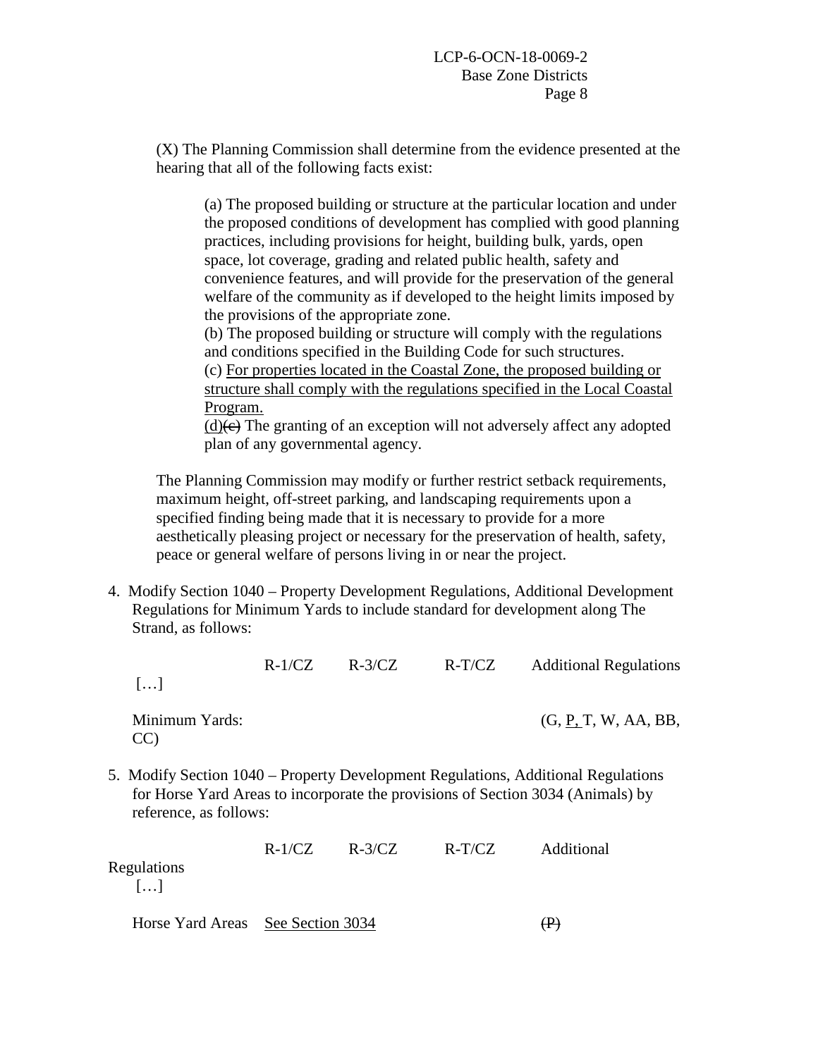(X) The Planning Commission shall determine from the evidence presented at the hearing that all of the following facts exist:

(a) The proposed building or structure at the particular location and under the proposed conditions of development has complied with good planning practices, including provisions for height, building bulk, yards, open space, lot coverage, grading and related public health, safety and convenience features, and will provide for the preservation of the general welfare of the community as if developed to the height limits imposed by the provisions of the appropriate zone.
(b) The proposed building or structure will comply with the regulations and conditions specified in the Building Code for such structures.
(c) <u>For properties located in the Coastal Zone, the proposed building or structure shall comply with the regulations specified in the Local Coastal Program.</u>
<u>(d)</u>~~(c)~~ The granting of an exception will not adversely affect any adopted plan of any governmental agency.

The Planning Commission may modify or further restrict setback requirements, maximum height, off-street parking, and landscaping requirements upon a specified finding being made that it is necessary to provide for a more aesthetically pleasing project or necessary for the preservation of health, safety, peace or general welfare of persons living in or near the project.

4. Modify Section 1040 – Property Development Regulations, Additional Development Regulations for Minimum Yards to include standard for development along The Strand, as follows:

| | R-1/CZ | R-3/CZ | R-T/CZ | Additional Regulations |
|---|---|---|---|---|
| […] | | | | |
| Minimum Yards: | | | | (G, <u>P,</u> T, W, AA, BB, CC) |

5. Modify Section 1040 – Property Development Regulations, Additional Regulations for Horse Yard Areas to incorporate the provisions of Section 3034 (Animals) by reference, as follows:

| | R-1/CZ | R-3/CZ | R-T/CZ | Additional Regulations |
|---|---|---|---|---|
| […] | | | | |
| Horse Yard Areas | <u>See Section 3034</u> | | | ~~(P)~~ |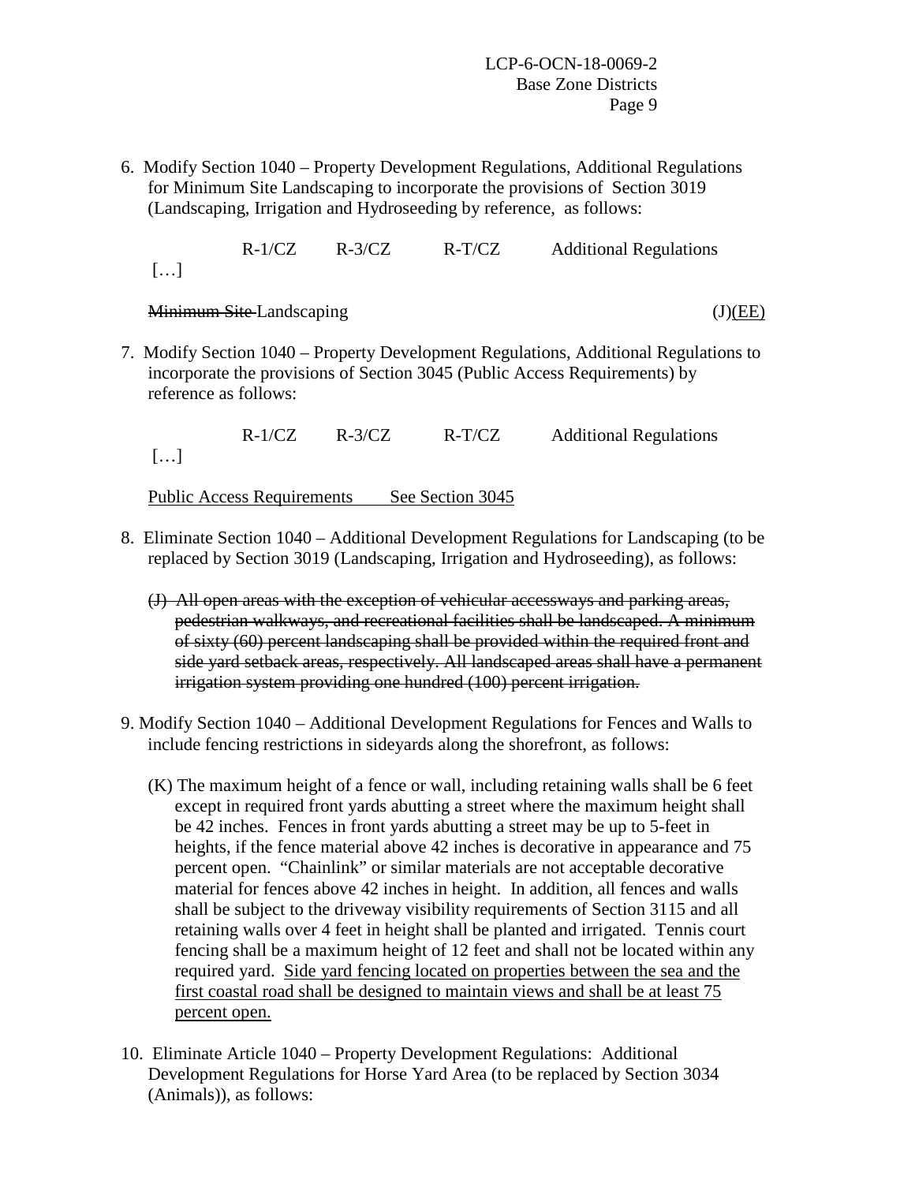6. Modify Section 1040 – Property Development Regulations, Additional Regulations for Minimum Site Landscaping to incorporate the provisions of Section 3019 (Landscaping, Irrigation and Hydroseeding by reference, as follows:

| | R-1/CZ | R-3/CZ | R-T/CZ | Additional Regulations |
|---|---|---|---|---|
| […] | | | | |
| ~~Minimum Site~~ Landscaping | | | | (J)<u>(EE)</u> |

7. Modify Section 1040 – Property Development Regulations, Additional Regulations to incorporate the provisions of Section 3045 (Public Access Requirements) by reference as follows:

| | R-1/CZ | R-3/CZ | R-T/CZ | Additional Regulations |
|---|---|---|---|---|
| […] | | | | |
| <u>Public Access Requirements</u> | | <u>See Section 3045</u> | | |

8. Eliminate Section 1040 – Additional Development Regulations for Landscaping (to be replaced by Section 3019 (Landscaping, Irrigation and Hydroseeding), as follows:

   ~~(J) All open areas with the exception of vehicular accessways and parking areas, pedestrian walkways, and recreational facilities shall be landscaped. A minimum of sixty (60) percent landscaping shall be provided within the required front and side yard setback areas, respectively. All landscaped areas shall have a permanent irrigation system providing one hundred (100) percent irrigation.~~

9. Modify Section 1040 – Additional Development Regulations for Fences and Walls to include fencing restrictions in sideyards along the shorefront, as follows:

   (K) The maximum height of a fence or wall, including retaining walls shall be 6 feet except in required front yards abutting a street where the maximum height shall be 42 inches. Fences in front yards abutting a street may be up to 5-feet in heights, if the fence material above 42 inches is decorative in appearance and 75 percent open. "Chainlink" or similar materials are not acceptable decorative material for fences above 42 inches in height. In addition, all fences and walls shall be subject to the driveway visibility requirements of Section 3115 and all retaining walls over 4 feet in height shall be planted and irrigated. Tennis court fencing shall be a maximum height of 12 feet and shall not be located within any required yard. <u>Side yard fencing located on properties between the sea and the first coastal road shall be designed to maintain views and shall be at least 75 percent open.</u>

10. Eliminate Article 1040 – Property Development Regulations: Additional Development Regulations for Horse Yard Area (to be replaced by Section 3034 (Animals)), as follows: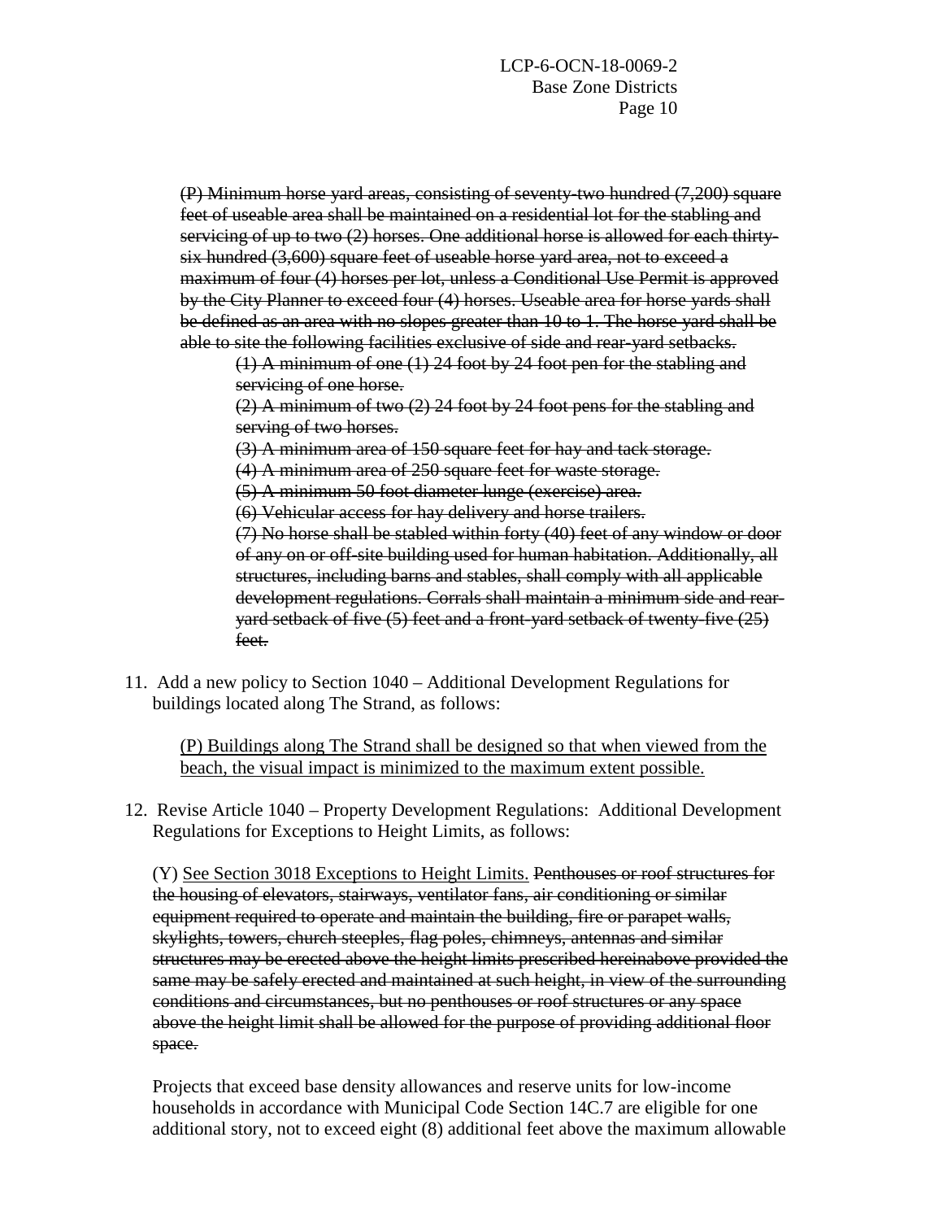~~(P) Minimum horse yard areas, consisting of seventy-two hundred (7,200) square feet of useable area shall be maintained on a residential lot for the stabling and servicing of up to two (2) horses. One additional horse is allowed for each thirty-six hundred (3,600) square feet of useable horse yard area, not to exceed a maximum of four (4) horses per lot, unless a Conditional Use Permit is approved by the City Planner to exceed four (4) horses. Useable area for horse yards shall be defined as an area with no slopes greater than 10 to 1. The horse yard shall be able to site the following facilities exclusive of side and rear-yard setbacks.~~

> ~~(1) A minimum of one (1) 24 foot by 24 foot pen for the stabling and servicing of one horse.~~
>
> ~~(2) A minimum of two (2) 24 foot by 24 foot pens for the stabling and serving of two horses.~~
>
> ~~(3) A minimum area of 150 square feet for hay and tack storage.~~
>
> ~~(4) A minimum area of 250 square feet for waste storage.~~
>
> ~~(5) A minimum 50 foot diameter lunge (exercise) area.~~
>
> ~~(6) Vehicular access for hay delivery and horse trailers.~~
>
> ~~(7) No horse shall be stabled within forty (40) feet of any window or door of any on or off-site building used for human habitation. Additionally, all structures, including barns and stables, shall comply with all applicable development regulations. Corrals shall maintain a minimum side and rear-yard setback of five (5) feet and a front-yard setback of twenty-five (25) feet.~~

11. Add a new policy to Section 1040 – Additional Development Regulations for buildings located along The Strand, as follows:

    <u>(P) Buildings along The Strand shall be designed so that when viewed from the beach, the visual impact is minimized to the maximum extent possible.</u>

12. Revise Article 1040 – Property Development Regulations: Additional Development Regulations for Exceptions to Height Limits, as follows:

    (Y) <u>See Section 3018 Exceptions to Height Limits.</u> ~~Penthouses or roof structures for the housing of elevators, stairways, ventilator fans, air conditioning or similar equipment required to operate and maintain the building, fire or parapet walls, skylights, towers, church steeples, flag poles, chimneys, antennas and similar structures may be erected above the height limits prescribed hereinabove provided the same may be safely erected and maintained at such height, in view of the surrounding conditions and circumstances, but no penthouses or roof structures or any space above the height limit shall be allowed for the purpose of providing additional floor space.~~

    Projects that exceed base density allowances and reserve units for low-income households in accordance with Municipal Code Section 14C.7 are eligible for one additional story, not to exceed eight (8) additional feet above the maximum allowable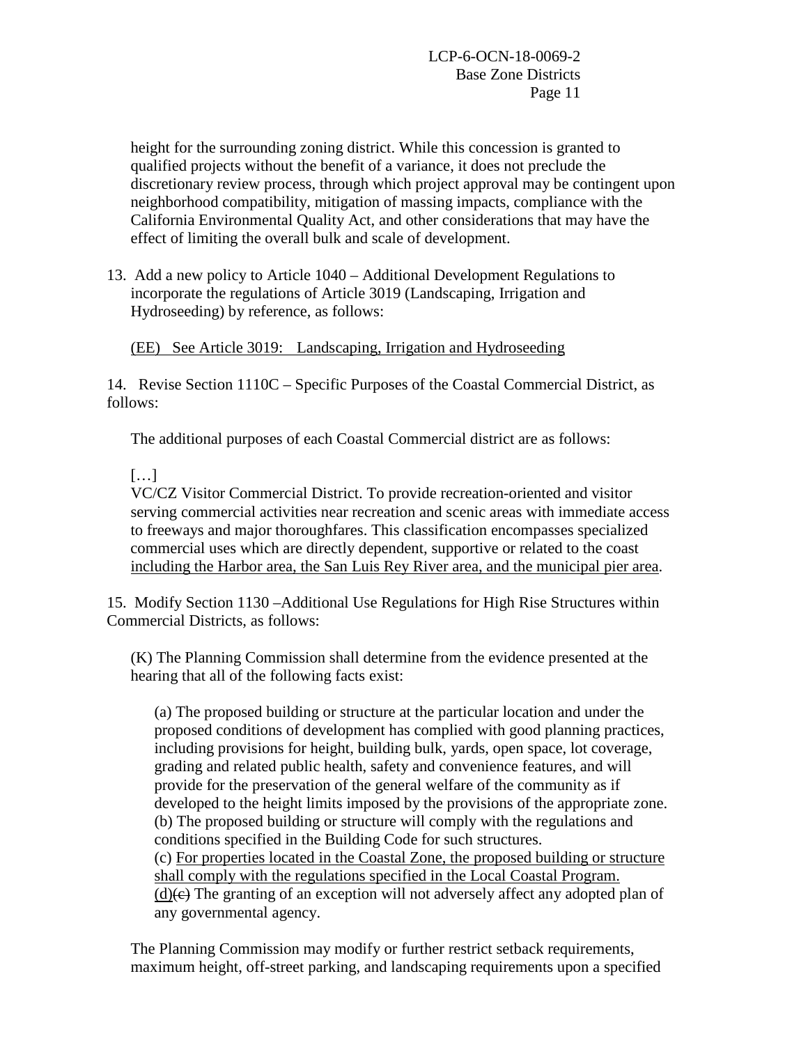height for the surrounding zoning district. While this concession is granted to qualified projects without the benefit of a variance, it does not preclude the discretionary review process, through which project approval may be contingent upon neighborhood compatibility, mitigation of massing impacts, compliance with the California Environmental Quality Act, and other considerations that may have the effect of limiting the overall bulk and scale of development.

13. Add a new policy to Article 1040 – Additional Development Regulations to incorporate the regulations of Article 3019 (Landscaping, Irrigation and Hydroseeding) by reference, as follows:

<u>(EE) See Article 3019: Landscaping, Irrigation and Hydroseeding</u>

14. Revise Section 1110C – Specific Purposes of the Coastal Commercial District, as follows:

The additional purposes of each Coastal Commercial district are as follows:

[…]

VC/CZ Visitor Commercial District. To provide recreation-oriented and visitor serving commercial activities near recreation and scenic areas with immediate access to freeways and major thoroughfares. This classification encompasses specialized commercial uses which are directly dependent, supportive or related to the coast <u>including the Harbor area, the San Luis Rey River area, and the municipal pier area</u>.

15. Modify Section 1130 –Additional Use Regulations for High Rise Structures within Commercial Districts, as follows:

(K) The Planning Commission shall determine from the evidence presented at the hearing that all of the following facts exist:

(a) The proposed building or structure at the particular location and under the proposed conditions of development has complied with good planning practices, including provisions for height, building bulk, yards, open space, lot coverage, grading and related public health, safety and convenience features, and will provide for the preservation of the general welfare of the community as if developed to the height limits imposed by the provisions of the appropriate zone.
(b) The proposed building or structure will comply with the regulations and conditions specified in the Building Code for such structures.
(c) <u>For properties located in the Coastal Zone, the proposed building or structure shall comply with the regulations specified in the Local Coastal Program.</u>
<u>(d)</u>~~(c)~~ The granting of an exception will not adversely affect any adopted plan of any governmental agency.

The Planning Commission may modify or further restrict setback requirements, maximum height, off-street parking, and landscaping requirements upon a specified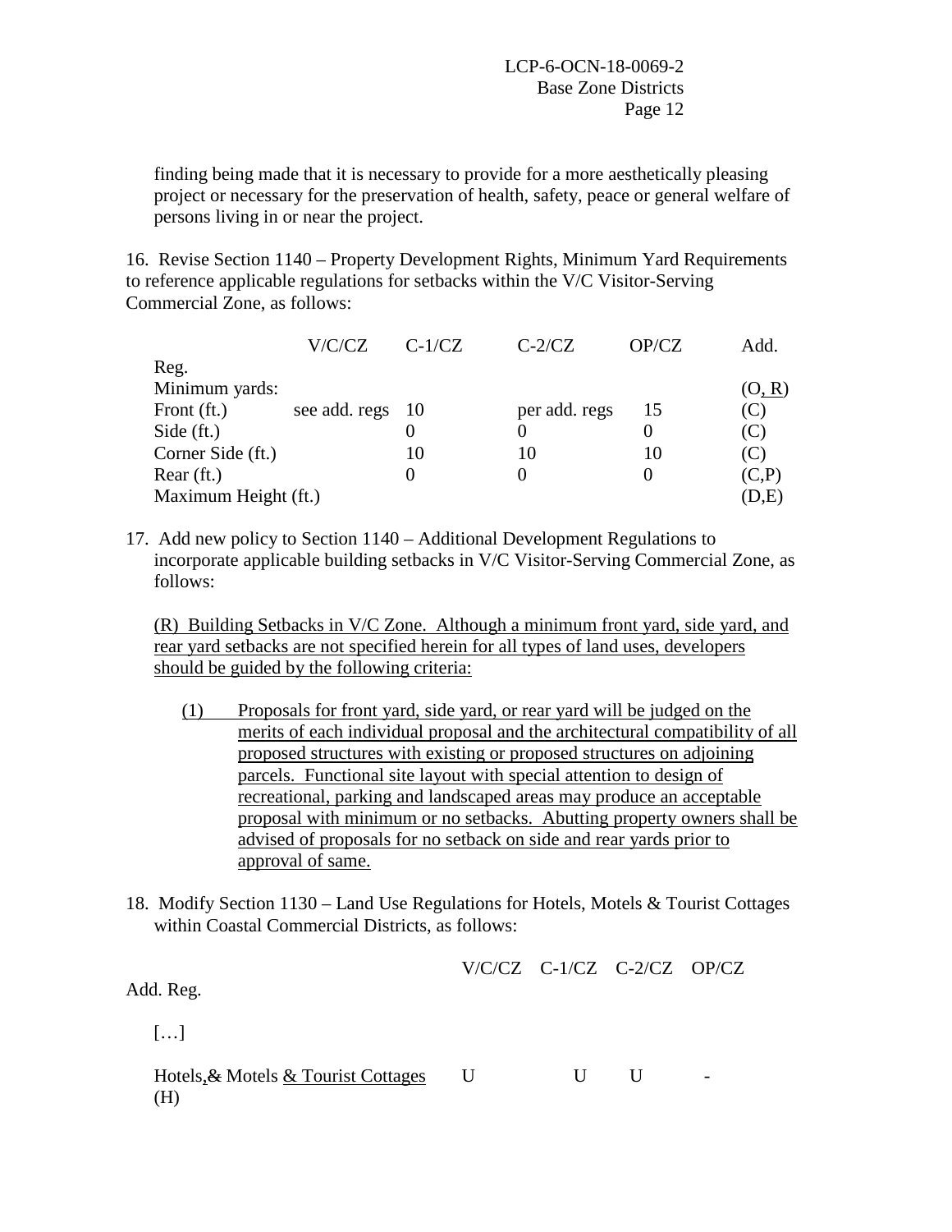finding being made that it is necessary to provide for a more aesthetically pleasing project or necessary for the preservation of health, safety, peace or general welfare of persons living in or near the project.

16. Revise Section 1140 – Property Development Rights, Minimum Yard Requirements to reference applicable regulations for setbacks within the V/C Visitor-Serving Commercial Zone, as follows:

| | V/C/CZ | C-1/CZ | C-2/CZ | OP/CZ | Add. Reg. |
|---|---|---|---|---|---|
| Minimum yards: | | | | | (O, R) |
| Front (ft.) | see add. regs | 10 | per add. regs | 15 | (C) |
| Side (ft.) | | 0 | 0 | 0 | (C) |
| Corner Side (ft.) | | 10 | 10 | 10 | (C) |
| Rear (ft.) | | 0 | 0 | 0 | (C,P) |
| Maximum Height (ft.) | | | | | (D,E) |

17. Add new policy to Section 1140 – Additional Development Regulations to incorporate applicable building setbacks in V/C Visitor-Serving Commercial Zone, as follows:

(R) Building Setbacks in V/C Zone. Although a minimum front yard, side yard, and rear yard setbacks are not specified herein for all types of land uses, developers should be guided by the following criteria:

(1) Proposals for front yard, side yard, or rear yard will be judged on the merits of each individual proposal and the architectural compatibility of all proposed structures with existing or proposed structures on adjoining parcels. Functional site layout with special attention to design of recreational, parking and landscaped areas may produce an acceptable proposal with minimum or no setbacks. Abutting property owners shall be advised of proposals for no setback on side and rear yards prior to approval of same.

18. Modify Section 1130 – Land Use Regulations for Hotels, Motels & Tourist Cottages within Coastal Commercial Districts, as follows:

| | V/C/CZ | C-1/CZ | C-2/CZ | OP/CZ | Add. Reg. |
|---|---|---|---|---|---|
| […] | | | | | |
| Hotels, ~~&~~ Motels & Tourist Cottages | U | U | U | - | (H) |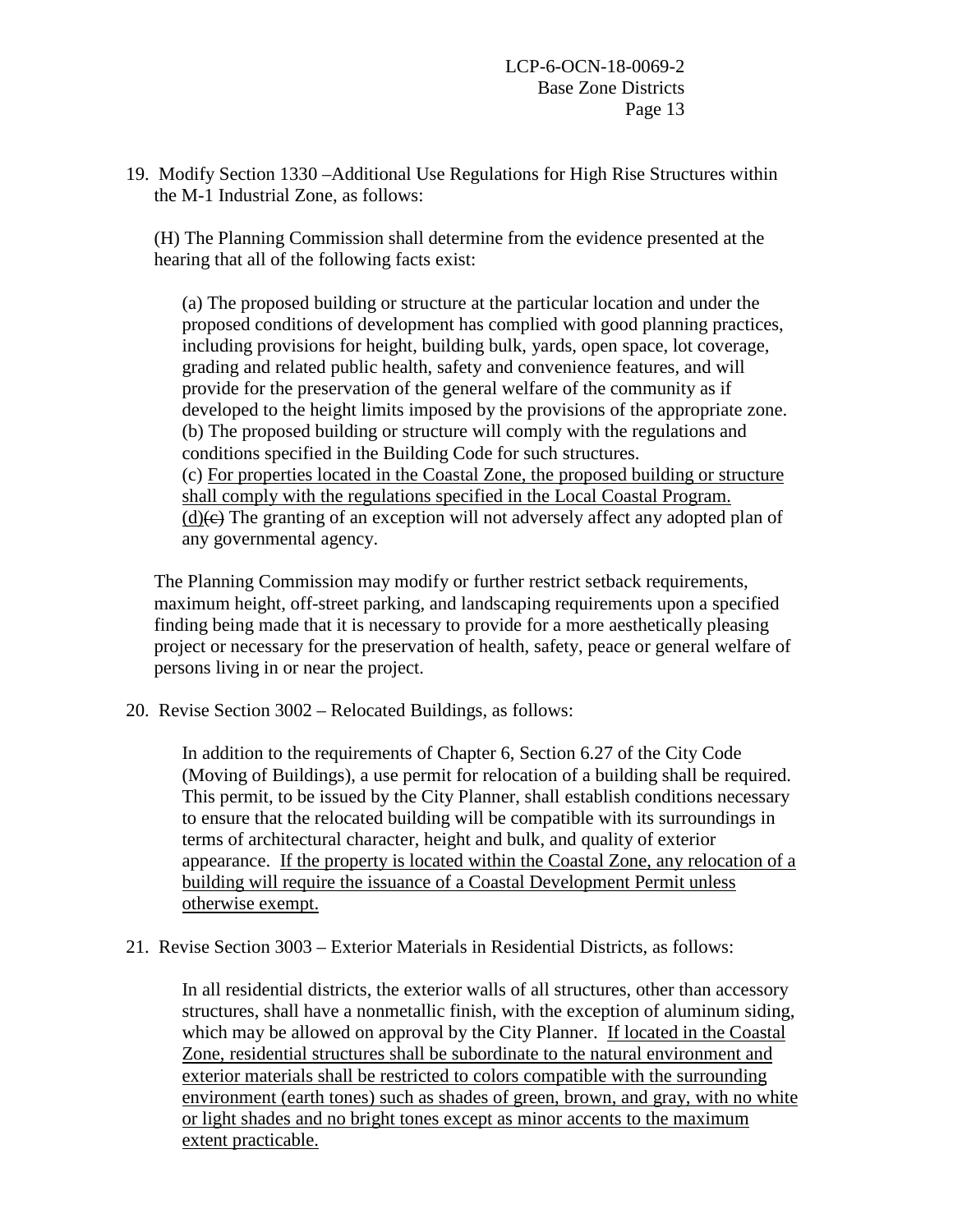19. Modify Section 1330 –Additional Use Regulations for High Rise Structures within the M-1 Industrial Zone, as follows:

 (H) The Planning Commission shall determine from the evidence presented at the hearing that all of the following facts exist:

 (a) The proposed building or structure at the particular location and under the proposed conditions of development has complied with good planning practices, including provisions for height, building bulk, yards, open space, lot coverage, grading and related public health, safety and convenience features, and will provide for the preservation of the general welfare of the community as if developed to the height limits imposed by the provisions of the appropriate zone.
 (b) The proposed building or structure will comply with the regulations and conditions specified in the Building Code for such structures.
 (c) <u>For properties located in the Coastal Zone, the proposed building or structure shall comply with the regulations specified in the Local Coastal Program.</u>
 <u>(d)</u>~~(c)~~ The granting of an exception will not adversely affect any adopted plan of any governmental agency.

 The Planning Commission may modify or further restrict setback requirements, maximum height, off-street parking, and landscaping requirements upon a specified finding being made that it is necessary to provide for a more aesthetically pleasing project or necessary for the preservation of health, safety, peace or general welfare of persons living in or near the project.

20. Revise Section 3002 – Relocated Buildings, as follows:

 In addition to the requirements of Chapter 6, Section 6.27 of the City Code (Moving of Buildings), a use permit for relocation of a building shall be required. This permit, to be issued by the City Planner, shall establish conditions necessary to ensure that the relocated building will be compatible with its surroundings in terms of architectural character, height and bulk, and quality of exterior appearance. <u>If the property is located within the Coastal Zone, any relocation of a building will require the issuance of a Coastal Development Permit unless otherwise exempt.</u>

21. Revise Section 3003 – Exterior Materials in Residential Districts, as follows:

 In all residential districts, the exterior walls of all structures, other than accessory structures, shall have a nonmetallic finish, with the exception of aluminum siding, which may be allowed on approval by the City Planner. <u>If located in the Coastal Zone, residential structures shall be subordinate to the natural environment and exterior materials shall be restricted to colors compatible with the surrounding environment (earth tones) such as shades of green, brown, and gray, with no white or light shades and no bright tones except as minor accents to the maximum extent practicable.</u>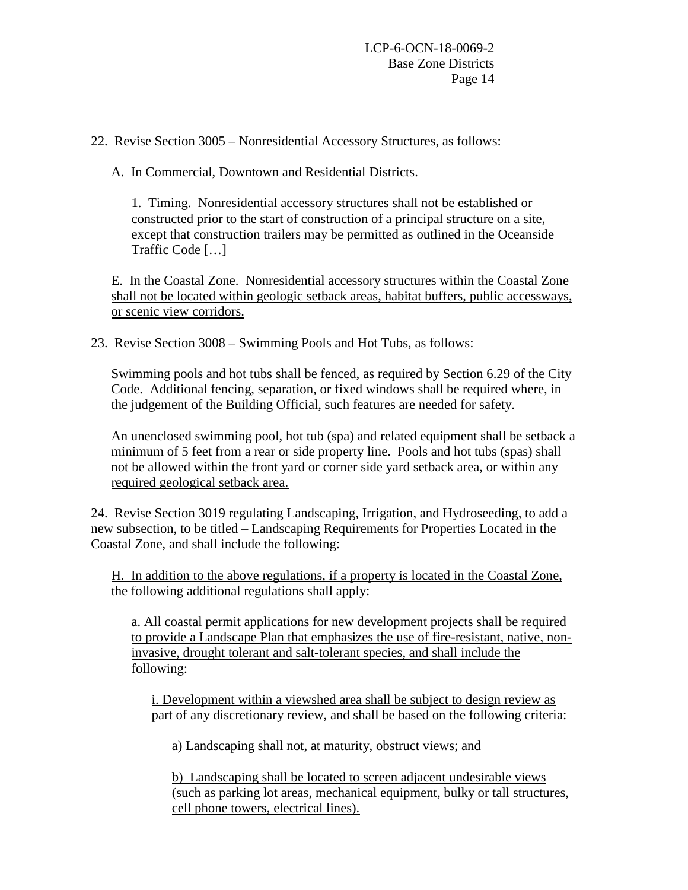22. Revise Section 3005 – Nonresidential Accessory Structures, as follows:

A. In Commercial, Downtown and Residential Districts.

1. Timing. Nonresidential accessory structures shall not be established or constructed prior to the start of construction of a principal structure on a site, except that construction trailers may be permitted as outlined in the Oceanside Traffic Code […]

<u>E. In the Coastal Zone. Nonresidential accessory structures within the Coastal Zone shall not be located within geologic setback areas, habitat buffers, public accessways, or scenic view corridors.</u>

23. Revise Section 3008 – Swimming Pools and Hot Tubs, as follows:

Swimming pools and hot tubs shall be fenced, as required by Section 6.29 of the City Code. Additional fencing, separation, or fixed windows shall be required where, in the judgement of the Building Official, such features are needed for safety.

An unenclosed swimming pool, hot tub (spa) and related equipment shall be setback a minimum of 5 feet from a rear or side property line. Pools and hot tubs (spas) shall not be allowed within the front yard or corner side yard setback area<u>, or within any required geological setback area.</u>

24. Revise Section 3019 regulating Landscaping, Irrigation, and Hydroseeding, to add a new subsection, to be titled – Landscaping Requirements for Properties Located in the Coastal Zone, and shall include the following:

<u>H. In addition to the above regulations, if a property is located in the Coastal Zone, the following additional regulations shall apply:</u>

<u>a. All coastal permit applications for new development projects shall be required to provide a Landscape Plan that emphasizes the use of fire-resistant, native, non-invasive, drought tolerant and salt-tolerant species, and shall include the following:</u>

<u>i. Development within a viewshed area shall be subject to design review as part of any discretionary review, and shall be based on the following criteria:</u>

<u>a) Landscaping shall not, at maturity, obstruct views; and</u>

<u>b) Landscaping shall be located to screen adjacent undesirable views (such as parking lot areas, mechanical equipment, bulky or tall structures, cell phone towers, electrical lines).</u>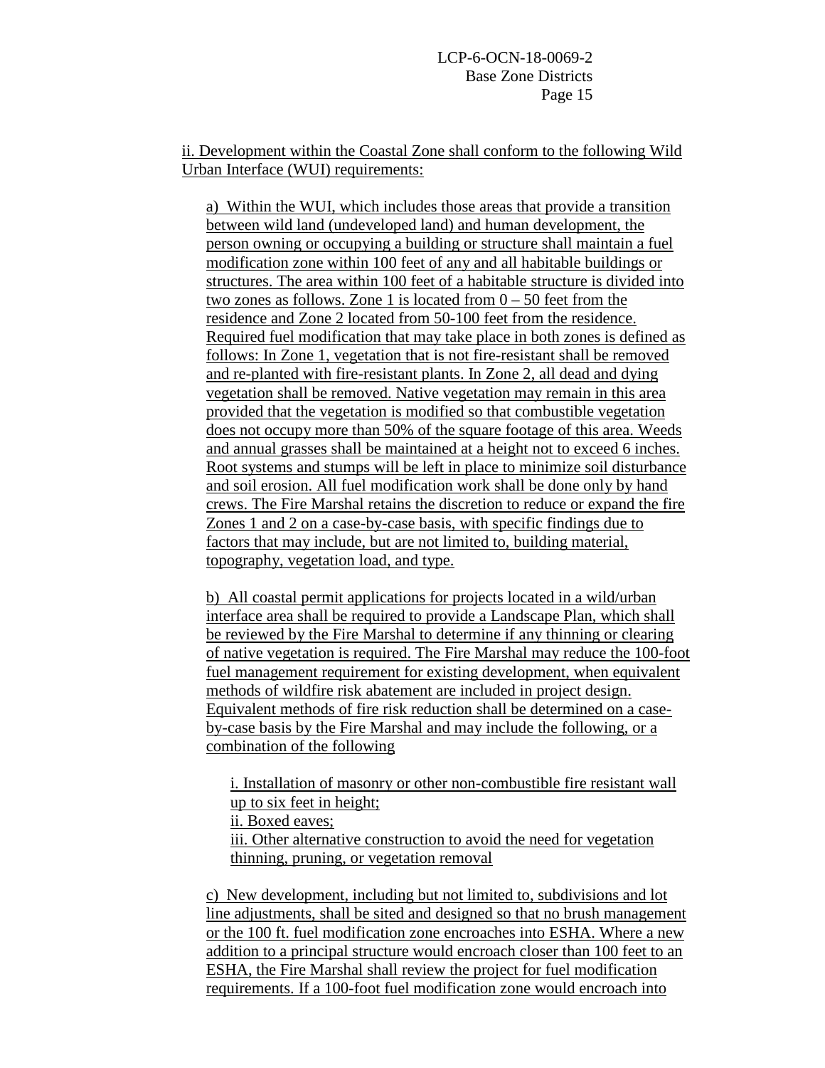ii. Development within the Coastal Zone shall conform to the following Wild Urban Interface (WUI) requirements:

a) Within the WUI, which includes those areas that provide a transition between wild land (undeveloped land) and human development, the person owning or occupying a building or structure shall maintain a fuel modification zone within 100 feet of any and all habitable buildings or structures. The area within 100 feet of a habitable structure is divided into two zones as follows. Zone 1 is located from 0 – 50 feet from the residence and Zone 2 located from 50-100 feet from the residence. Required fuel modification that may take place in both zones is defined as follows: In Zone 1, vegetation that is not fire-resistant shall be removed and re-planted with fire-resistant plants. In Zone 2, all dead and dying vegetation shall be removed. Native vegetation may remain in this area provided that the vegetation is modified so that combustible vegetation does not occupy more than 50% of the square footage of this area. Weeds and annual grasses shall be maintained at a height not to exceed 6 inches. Root systems and stumps will be left in place to minimize soil disturbance and soil erosion. All fuel modification work shall be done only by hand crews. The Fire Marshal retains the discretion to reduce or expand the fire Zones 1 and 2 on a case-by-case basis, with specific findings due to factors that may include, but are not limited to, building material, topography, vegetation load, and type.

b) All coastal permit applications for projects located in a wild/urban interface area shall be required to provide a Landscape Plan, which shall be reviewed by the Fire Marshal to determine if any thinning or clearing of native vegetation is required. The Fire Marshal may reduce the 100-foot fuel management requirement for existing development, when equivalent methods of wildfire risk abatement are included in project design. Equivalent methods of fire risk reduction shall be determined on a case-by-case basis by the Fire Marshal and may include the following, or a combination of the following

i. Installation of masonry or other non-combustible fire resistant wall up to six feet in height;
ii. Boxed eaves;
iii. Other alternative construction to avoid the need for vegetation thinning, pruning, or vegetation removal

c) New development, including but not limited to, subdivisions and lot line adjustments, shall be sited and designed so that no brush management or the 100 ft. fuel modification zone encroaches into ESHA. Where a new addition to a principal structure would encroach closer than 100 feet to an ESHA, the Fire Marshal shall review the project for fuel modification requirements. If a 100-foot fuel modification zone would encroach into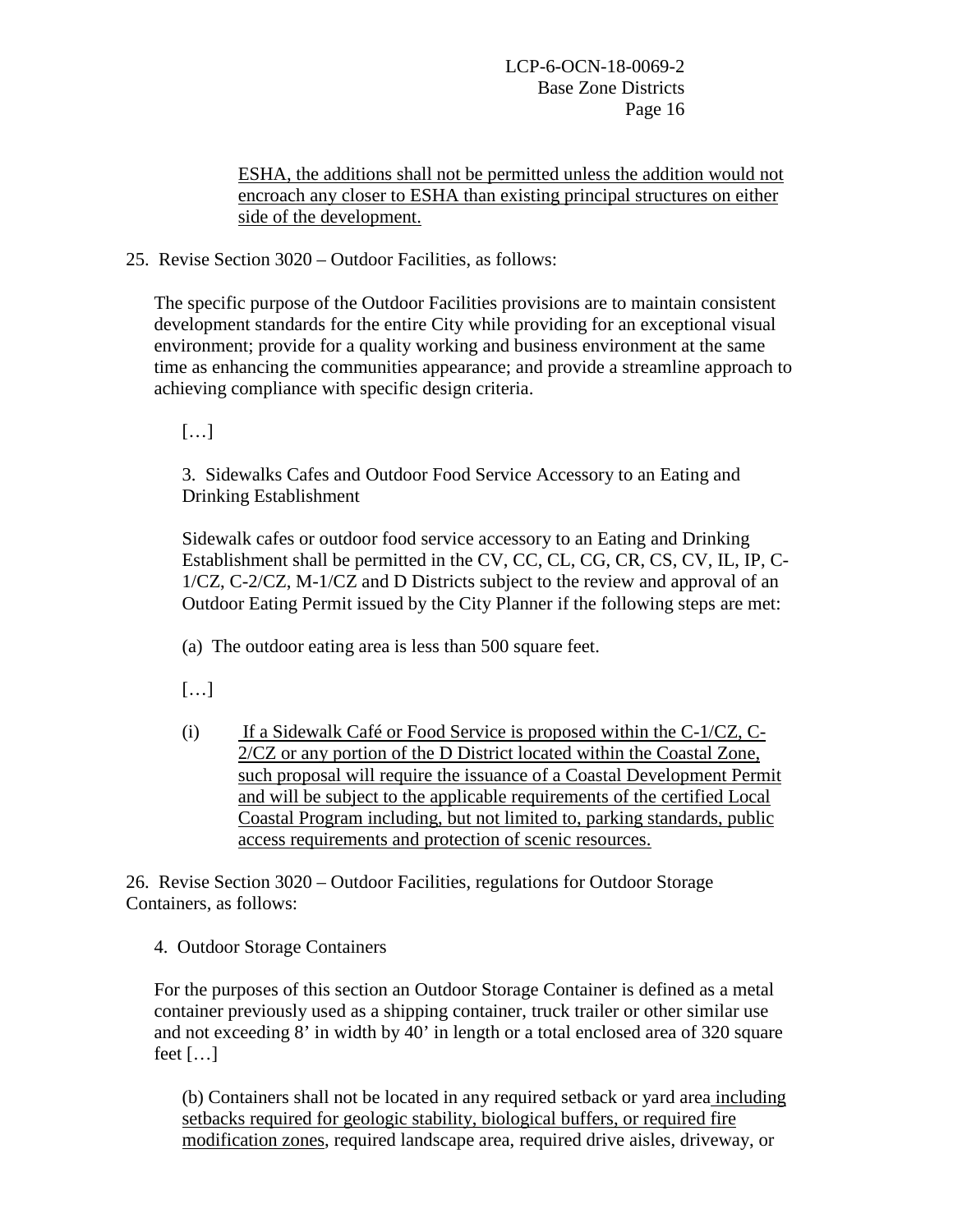ESHA, the additions shall not be permitted unless the addition would not encroach any closer to ESHA than existing principal structures on either side of the development.

25. Revise Section 3020 – Outdoor Facilities, as follows:

The specific purpose of the Outdoor Facilities provisions are to maintain consistent development standards for the entire City while providing for an exceptional visual environment; provide for a quality working and business environment at the same time as enhancing the communities appearance; and provide a streamline approach to achieving compliance with specific design criteria.

[…]

3. Sidewalks Cafes and Outdoor Food Service Accessory to an Eating and Drinking Establishment

Sidewalk cafes or outdoor food service accessory to an Eating and Drinking Establishment shall be permitted in the CV, CC, CL, CG, CR, CS, CV, IL, IP, C-1/CZ, C-2/CZ, M-1/CZ and D Districts subject to the review and approval of an Outdoor Eating Permit issued by the City Planner if the following steps are met:

(a) The outdoor eating area is less than 500 square feet.

[…]

(i) If a Sidewalk Café or Food Service is proposed within the C-1/CZ, C-2/CZ or any portion of the D District located within the Coastal Zone, such proposal will require the issuance of a Coastal Development Permit and will be subject to the applicable requirements of the certified Local Coastal Program including, but not limited to, parking standards, public access requirements and protection of scenic resources.

26. Revise Section 3020 – Outdoor Facilities, regulations for Outdoor Storage Containers, as follows:

4. Outdoor Storage Containers

For the purposes of this section an Outdoor Storage Container is defined as a metal container previously used as a shipping container, truck trailer or other similar use and not exceeding 8' in width by 40' in length or a total enclosed area of 320 square feet […]

(b) Containers shall not be located in any required setback or yard area including setbacks required for geologic stability, biological buffers, or required fire modification zones, required landscape area, required drive aisles, driveway, or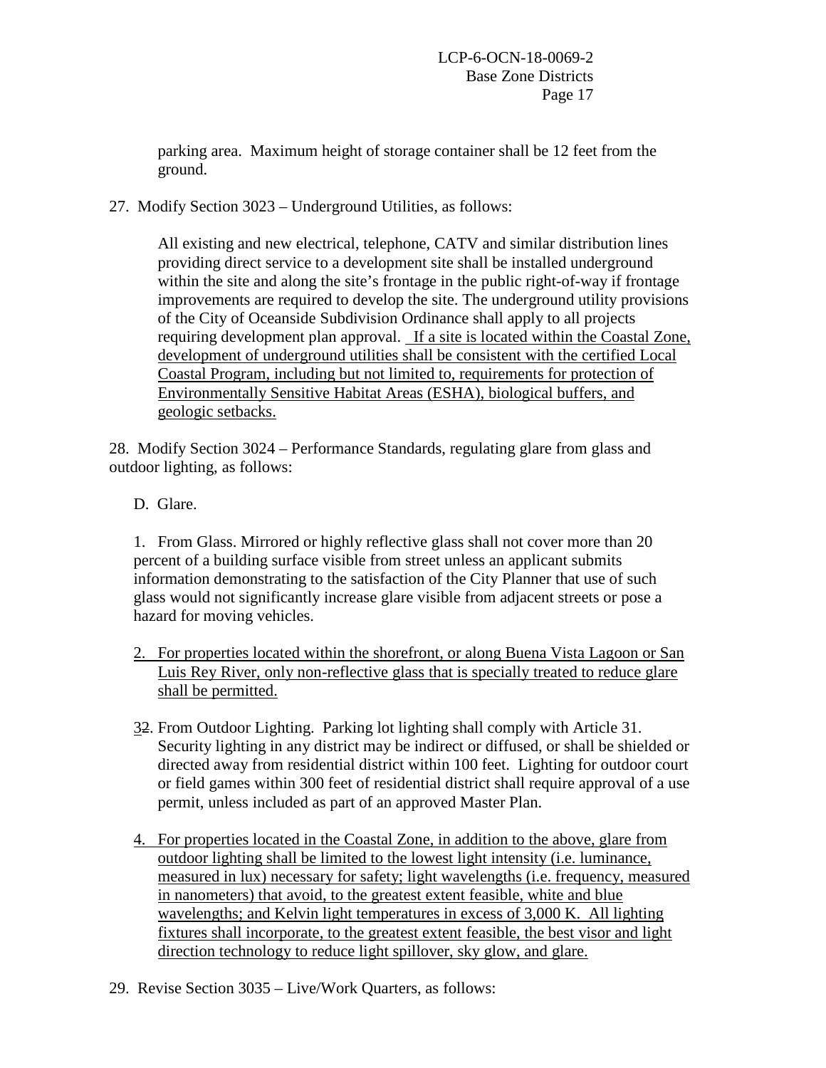parking area. Maximum height of storage container shall be 12 feet from the ground.

27. Modify Section 3023 – Underground Utilities, as follows:

All existing and new electrical, telephone, CATV and similar distribution lines providing direct service to a development site shall be installed underground within the site and along the site's frontage in the public right-of-way if frontage improvements are required to develop the site. The underground utility provisions of the City of Oceanside Subdivision Ordinance shall apply to all projects requiring development plan approval. <u>If a site is located within the Coastal Zone, development of underground utilities shall be consistent with the certified Local Coastal Program, including but not limited to, requirements for protection of Environmentally Sensitive Habitat Areas (ESHA), biological buffers, and geologic setbacks.</u>

28. Modify Section 3024 – Performance Standards, regulating glare from glass and outdoor lighting, as follows:

D. Glare.

1. From Glass. Mirrored or highly reflective glass shall not cover more than 20 percent of a building surface visible from street unless an applicant submits information demonstrating to the satisfaction of the City Planner that use of such glass would not significantly increase glare visible from adjacent streets or pose a hazard for moving vehicles.

<u>2. For properties located within the shorefront, or along Buena Vista Lagoon or San Luis Rey River, only non-reflective glass that is specially treated to reduce glare shall be permitted.</u>

<u>3</u>~~2~~. From Outdoor Lighting. Parking lot lighting shall comply with Article 31. Security lighting in any district may be indirect or diffused, or shall be shielded or directed away from residential district within 100 feet. Lighting for outdoor court or field games within 300 feet of residential district shall require approval of a use permit, unless included as part of an approved Master Plan.

<u>4. For properties located in the Coastal Zone, in addition to the above, glare from outdoor lighting shall be limited to the lowest light intensity (i.e. luminance, measured in lux) necessary for safety; light wavelengths (i.e. frequency, measured in nanometers) that avoid, to the greatest extent feasible, white and blue wavelengths; and Kelvin light temperatures in excess of 3,000 K. All lighting fixtures shall incorporate, to the greatest extent feasible, the best visor and light direction technology to reduce light spillover, sky glow, and glare.</u>

29. Revise Section 3035 – Live/Work Quarters, as follows: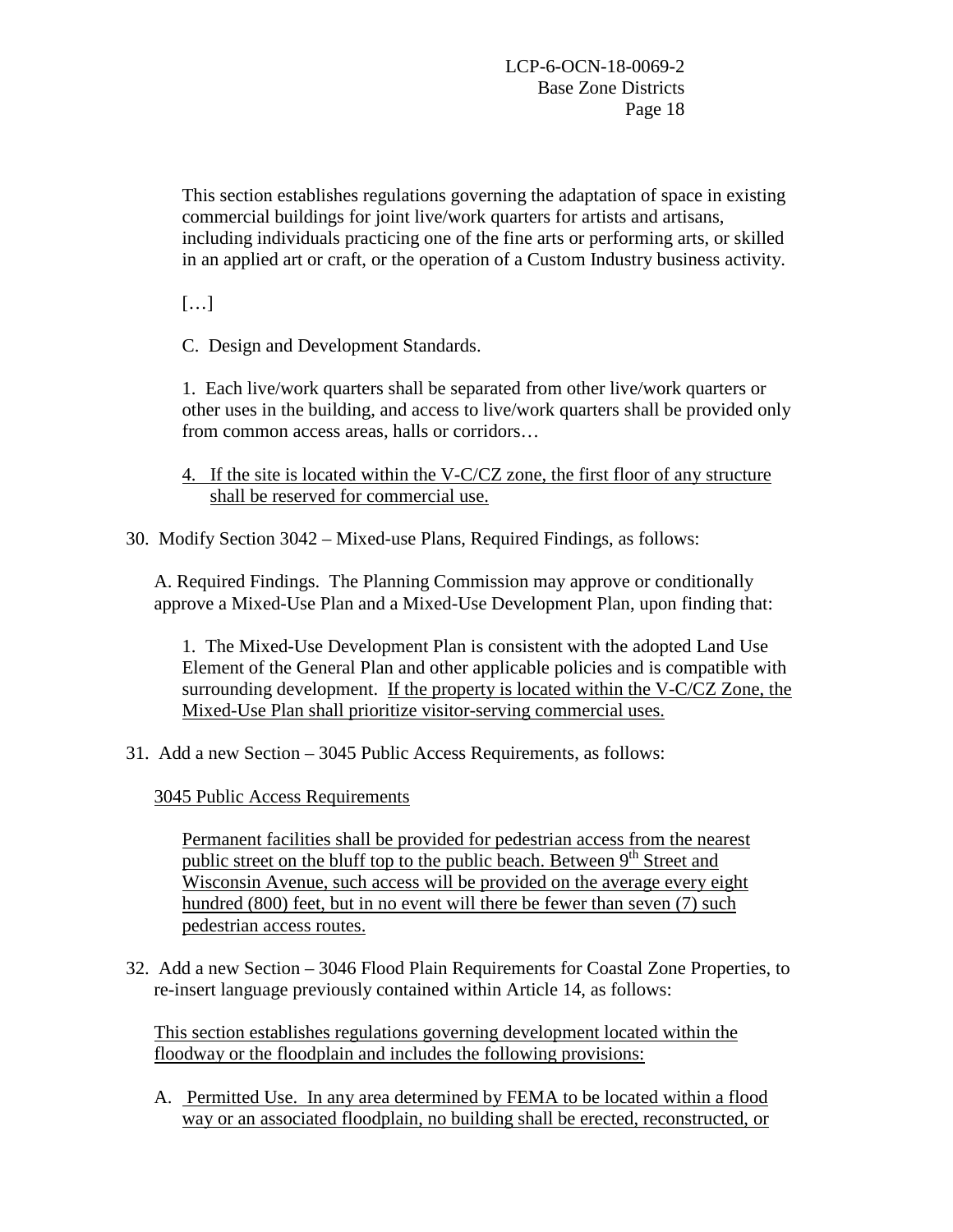This section establishes regulations governing the adaptation of space in existing commercial buildings for joint live/work quarters for artists and artisans, including individuals practicing one of the fine arts or performing arts, or skilled in an applied art or craft, or the operation of a Custom Industry business activity.

[…]

C. Design and Development Standards.

1. Each live/work quarters shall be separated from other live/work quarters or other uses in the building, and access to live/work quarters shall be provided only from common access areas, halls or corridors…

4. <u>If the site is located within the V-C/CZ zone, the first floor of any structure shall be reserved for commercial use.</u>

30. Modify Section 3042 – Mixed-use Plans, Required Findings, as follows:

A. Required Findings. The Planning Commission may approve or conditionally approve a Mixed-Use Plan and a Mixed-Use Development Plan, upon finding that:

1. The Mixed-Use Development Plan is consistent with the adopted Land Use Element of the General Plan and other applicable policies and is compatible with surrounding development. <u>If the property is located within the V-C/CZ Zone, the Mixed-Use Plan shall prioritize visitor-serving commercial uses.</u>

31. Add a new Section – 3045 Public Access Requirements, as follows:

<u>3045 Public Access Requirements</u>

<u>Permanent facilities shall be provided for pedestrian access from the nearest public street on the bluff top to the public beach. Between 9th Street and Wisconsin Avenue, such access will be provided on the average every eight hundred (800) feet, but in no event will there be fewer than seven (7) such pedestrian access routes.</u>

32. Add a new Section – 3046 Flood Plain Requirements for Coastal Zone Properties, to re-insert language previously contained within Article 14, as follows:

<u>This section establishes regulations governing development located within the floodway or the floodplain and includes the following provisions:</u>

A. <u>Permitted Use. In any area determined by FEMA to be located within a flood way or an associated floodplain, no building shall be erected, reconstructed, or</u>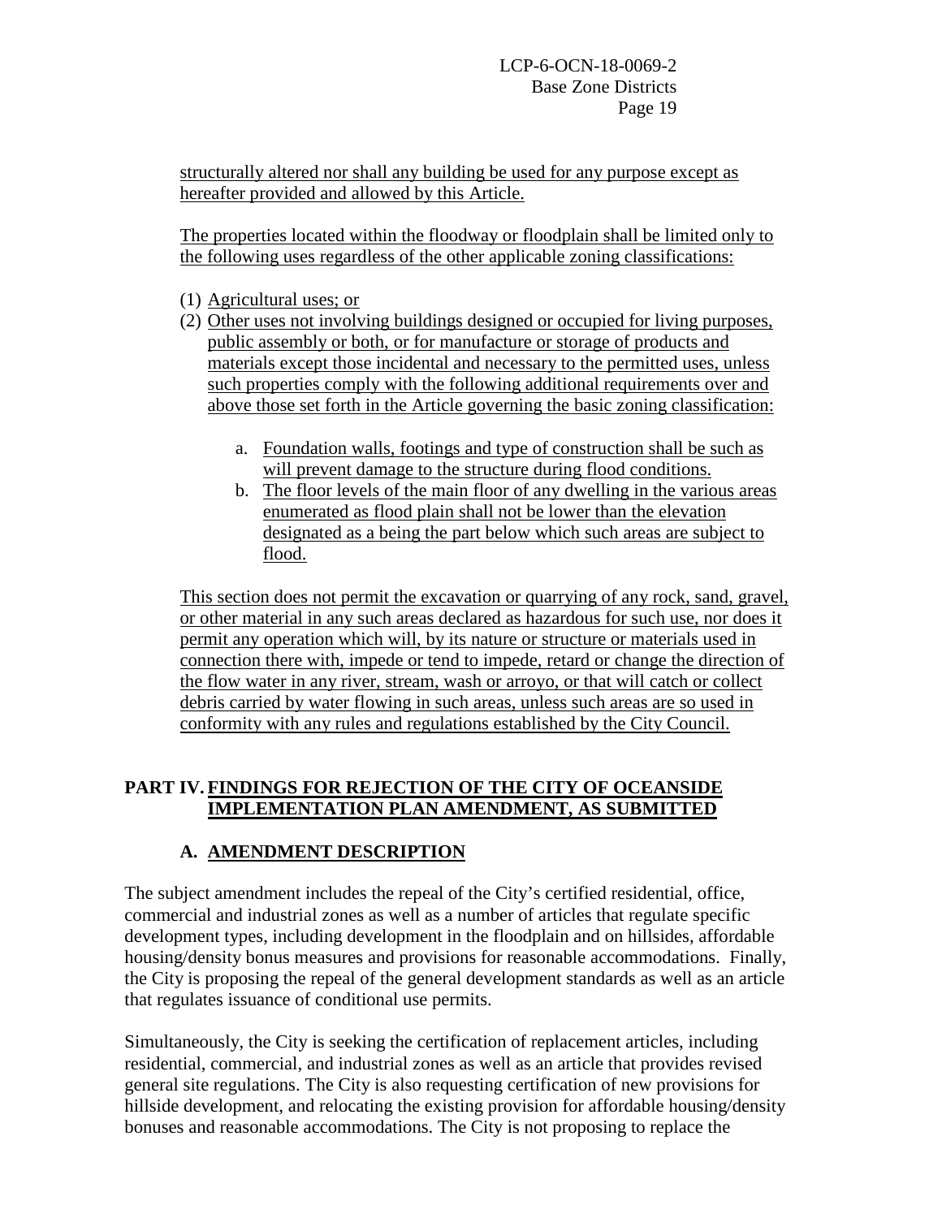structurally altered nor shall any building be used for any purpose except as hereafter provided and allowed by this Article.

The properties located within the floodway or floodplain shall be limited only to the following uses regardless of the other applicable zoning classifications:

(1) Agricultural uses; or
(2) Other uses not involving buildings designed or occupied for living purposes, public assembly or both, or for manufacture or storage of products and materials except those incidental and necessary to the permitted uses, unless such properties comply with the following additional requirements over and above those set forth in the Article governing the basic zoning classification:

    a. Foundation walls, footings and type of construction shall be such as will prevent damage to the structure during flood conditions.
    b. The floor levels of the main floor of any dwelling in the various areas enumerated as flood plain shall not be lower than the elevation designated as a being the part below which such areas are subject to flood.

This section does not permit the excavation or quarrying of any rock, sand, gravel, or other material in any such areas declared as hazardous for such use, nor does it permit any operation which will, by its nature or structure or materials used in connection there with, impede or tend to impede, retard or change the direction of the flow water in any river, stream, wash or arroyo, or that will catch or collect debris carried by water flowing in such areas, unless such areas are so used in conformity with any rules and regulations established by the City Council.

## PART IV. FINDINGS FOR REJECTION OF THE CITY OF OCEANSIDE IMPLEMENTATION PLAN AMENDMENT, AS SUBMITTED

### A. AMENDMENT DESCRIPTION

The subject amendment includes the repeal of the City's certified residential, office, commercial and industrial zones as well as a number of articles that regulate specific development types, including development in the floodplain and on hillsides, affordable housing/density bonus measures and provisions for reasonable accommodations. Finally, the City is proposing the repeal of the general development standards as well as an article that regulates issuance of conditional use permits.

Simultaneously, the City is seeking the certification of replacement articles, including residential, commercial, and industrial zones as well as an article that provides revised general site regulations. The City is also requesting certification of new provisions for hillside development, and relocating the existing provision for affordable housing/density bonuses and reasonable accommodations. The City is not proposing to replace the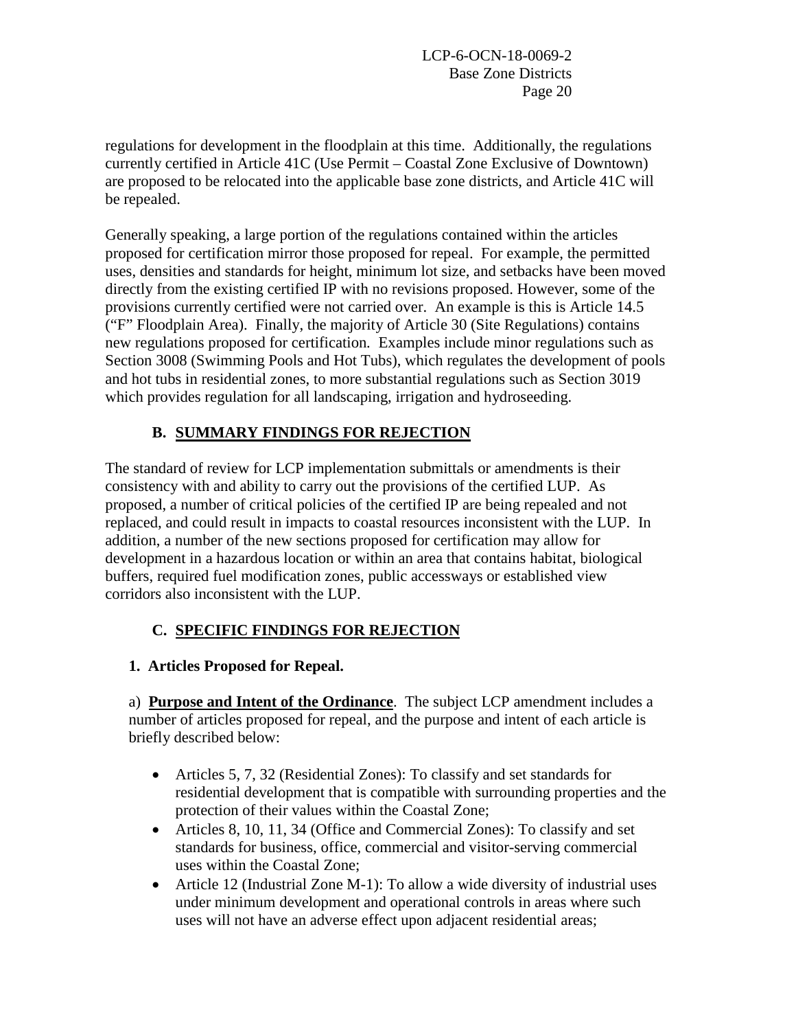regulations for development in the floodplain at this time. Additionally, the regulations currently certified in Article 41C (Use Permit – Coastal Zone Exclusive of Downtown) are proposed to be relocated into the applicable base zone districts, and Article 41C will be repealed.

Generally speaking, a large portion of the regulations contained within the articles proposed for certification mirror those proposed for repeal. For example, the permitted uses, densities and standards for height, minimum lot size, and setbacks have been moved directly from the existing certified IP with no revisions proposed. However, some of the provisions currently certified were not carried over. An example is this is Article 14.5 ("F" Floodplain Area). Finally, the majority of Article 30 (Site Regulations) contains new regulations proposed for certification. Examples include minor regulations such as Section 3008 (Swimming Pools and Hot Tubs), which regulates the development of pools and hot tubs in residential zones, to more substantial regulations such as Section 3019 which provides regulation for all landscaping, irrigation and hydroseeding.

## B. SUMMARY FINDINGS FOR REJECTION

The standard of review for LCP implementation submittals or amendments is their consistency with and ability to carry out the provisions of the certified LUP. As proposed, a number of critical policies of the certified IP are being repealed and not replaced, and could result in impacts to coastal resources inconsistent with the LUP. In addition, a number of the new sections proposed for certification may allow for development in a hazardous location or within an area that contains habitat, biological buffers, required fuel modification zones, public accessways or established view corridors also inconsistent with the LUP.

## C. SPECIFIC FINDINGS FOR REJECTION

### 1. Articles Proposed for Repeal.

a) **Purpose and Intent of the Ordinance**. The subject LCP amendment includes a number of articles proposed for repeal, and the purpose and intent of each article is briefly described below:

- Articles 5, 7, 32 (Residential Zones): To classify and set standards for residential development that is compatible with surrounding properties and the protection of their values within the Coastal Zone;
- Articles 8, 10, 11, 34 (Office and Commercial Zones): To classify and set standards for business, office, commercial and visitor-serving commercial uses within the Coastal Zone;
- Article 12 (Industrial Zone M-1): To allow a wide diversity of industrial uses under minimum development and operational controls in areas where such uses will not have an adverse effect upon adjacent residential areas;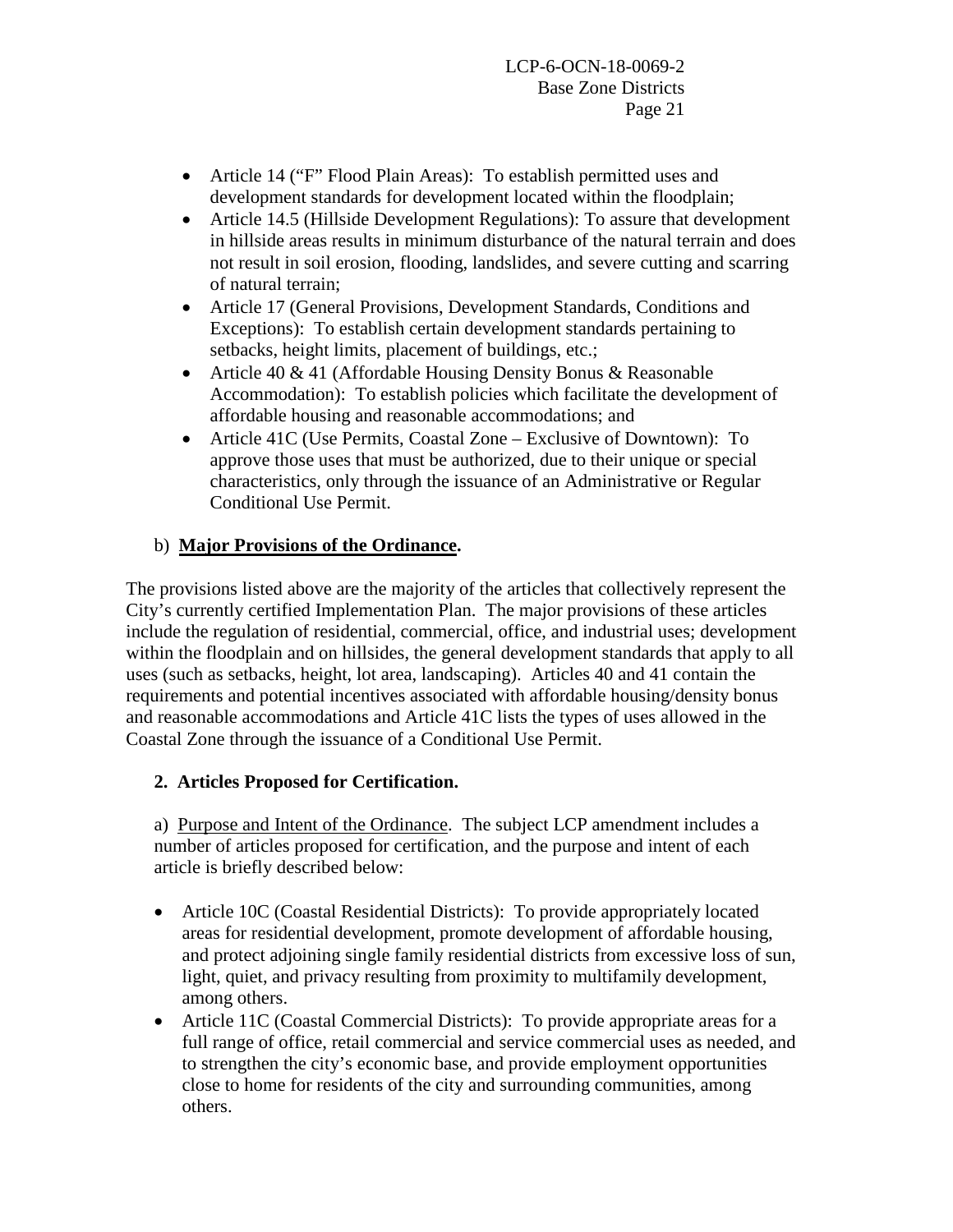- Article 14 ("F" Flood Plain Areas): To establish permitted uses and development standards for development located within the floodplain;
- Article 14.5 (Hillside Development Regulations): To assure that development in hillside areas results in minimum disturbance of the natural terrain and does not result in soil erosion, flooding, landslides, and severe cutting and scarring of natural terrain;
- Article 17 (General Provisions, Development Standards, Conditions and Exceptions): To establish certain development standards pertaining to setbacks, height limits, placement of buildings, etc.;
- Article 40 & 41 (Affordable Housing Density Bonus & Reasonable Accommodation): To establish policies which facilitate the development of affordable housing and reasonable accommodations; and
- Article 41C (Use Permits, Coastal Zone – Exclusive of Downtown): To approve those uses that must be authorized, due to their unique or special characteristics, only through the issuance of an Administrative or Regular Conditional Use Permit.

b) **Major Provisions of the Ordinance.**

The provisions listed above are the majority of the articles that collectively represent the City's currently certified Implementation Plan. The major provisions of these articles include the regulation of residential, commercial, office, and industrial uses; development within the floodplain and on hillsides, the general development standards that apply to all uses (such as setbacks, height, lot area, landscaping). Articles 40 and 41 contain the requirements and potential incentives associated with affordable housing/density bonus and reasonable accommodations and Article 41C lists the types of uses allowed in the Coastal Zone through the issuance of a Conditional Use Permit.

**2. Articles Proposed for Certification.**

a) Purpose and Intent of the Ordinance. The subject LCP amendment includes a number of articles proposed for certification, and the purpose and intent of each article is briefly described below:

- Article 10C (Coastal Residential Districts): To provide appropriately located areas for residential development, promote development of affordable housing, and protect adjoining single family residential districts from excessive loss of sun, light, quiet, and privacy resulting from proximity to multifamily development, among others.
- Article 11C (Coastal Commercial Districts): To provide appropriate areas for a full range of office, retail commercial and service commercial uses as needed, and to strengthen the city's economic base, and provide employment opportunities close to home for residents of the city and surrounding communities, among others.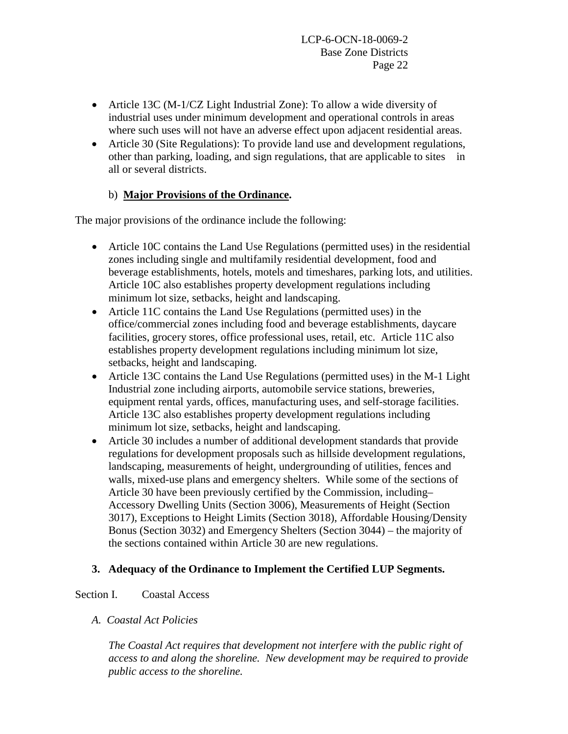- Article 13C (M-1/CZ Light Industrial Zone): To allow a wide diversity of industrial uses under minimum development and operational controls in areas where such uses will not have an adverse effect upon adjacent residential areas.
- Article 30 (Site Regulations): To provide land use and development regulations, other than parking, loading, and sign regulations, that are applicable to sites in all or several districts.

b) **Major Provisions of the Ordinance.**

The major provisions of the ordinance include the following:

- Article 10C contains the Land Use Regulations (permitted uses) in the residential zones including single and multifamily residential development, food and beverage establishments, hotels, motels and timeshares, parking lots, and utilities. Article 10C also establishes property development regulations including minimum lot size, setbacks, height and landscaping.
- Article 11C contains the Land Use Regulations (permitted uses) in the office/commercial zones including food and beverage establishments, daycare facilities, grocery stores, office professional uses, retail, etc. Article 11C also establishes property development regulations including minimum lot size, setbacks, height and landscaping.
- Article 13C contains the Land Use Regulations (permitted uses) in the M-1 Light Industrial zone including airports, automobile service stations, breweries, equipment rental yards, offices, manufacturing uses, and self-storage facilities. Article 13C also establishes property development regulations including minimum lot size, setbacks, height and landscaping.
- Article 30 includes a number of additional development standards that provide regulations for development proposals such as hillside development regulations, landscaping, measurements of height, undergrounding of utilities, fences and walls, mixed-use plans and emergency shelters. While some of the sections of Article 30 have been previously certified by the Commission, including– Accessory Dwelling Units (Section 3006), Measurements of Height (Section 3017), Exceptions to Height Limits (Section 3018), Affordable Housing/Density Bonus (Section 3032) and Emergency Shelters (Section 3044) – the majority of the sections contained within Article 30 are new regulations.

**3. Adequacy of the Ordinance to Implement the Certified LUP Segments.**

Section I. Coastal Access

*A. Coastal Act Policies*

*The Coastal Act requires that development not interfere with the public right of access to and along the shoreline. New development may be required to provide public access to the shoreline.*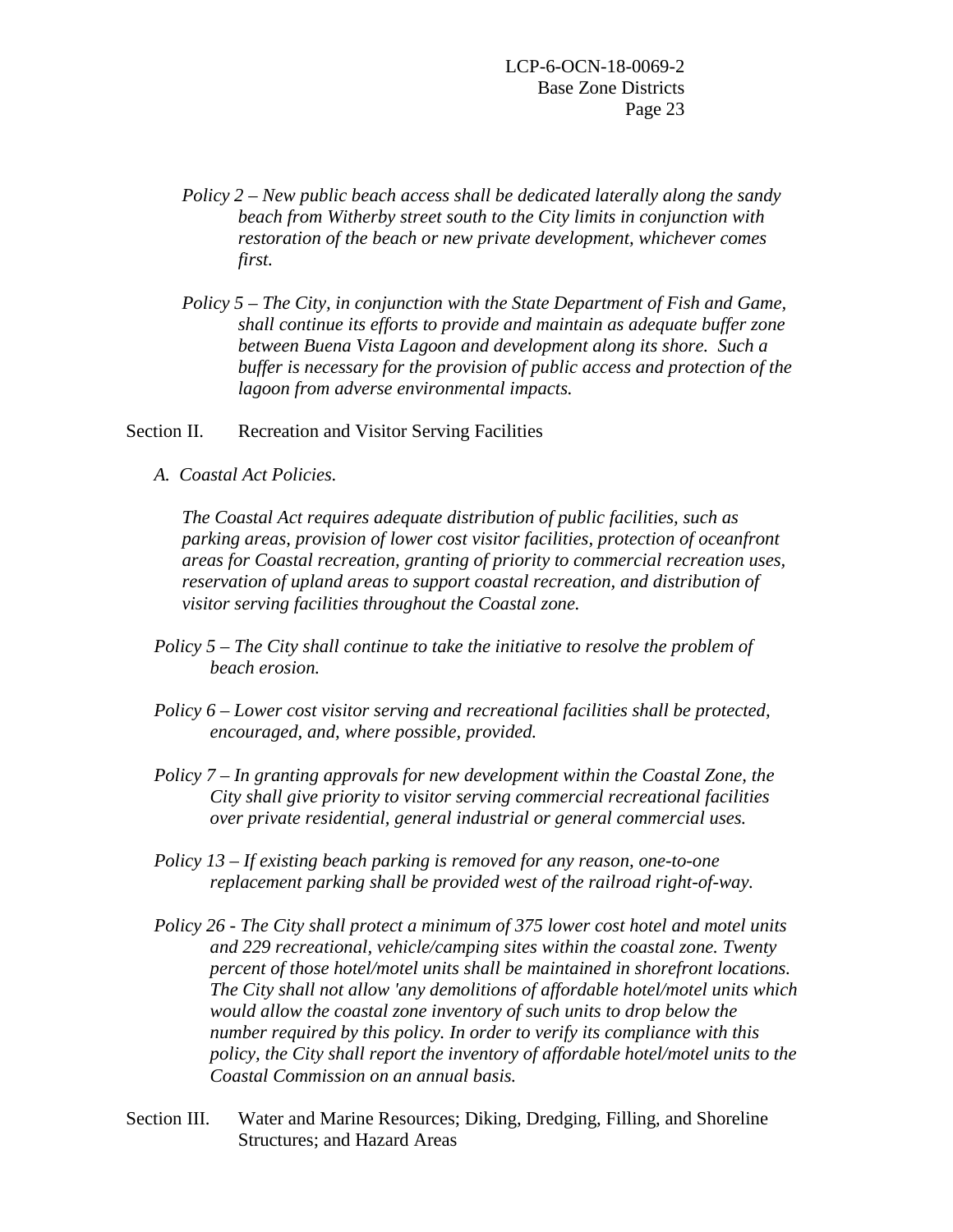*Policy 2 – New public beach access shall be dedicated laterally along the sandy beach from Witherby street south to the City limits in conjunction with restoration of the beach or new private development, whichever comes first.*

*Policy 5 – The City, in conjunction with the State Department of Fish and Game, shall continue its efforts to provide and maintain as adequate buffer zone between Buena Vista Lagoon and development along its shore. Such a buffer is necessary for the provision of public access and protection of the lagoon from adverse environmental impacts.*

Section II. Recreation and Visitor Serving Facilities

*A. Coastal Act Policies.*

*The Coastal Act requires adequate distribution of public facilities, such as parking areas, provision of lower cost visitor facilities, protection of oceanfront areas for Coastal recreation, granting of priority to commercial recreation uses, reservation of upland areas to support coastal recreation, and distribution of visitor serving facilities throughout the Coastal zone.*

*Policy 5 – The City shall continue to take the initiative to resolve the problem of beach erosion.*

*Policy 6 – Lower cost visitor serving and recreational facilities shall be protected, encouraged, and, where possible, provided.*

*Policy 7 – In granting approvals for new development within the Coastal Zone, the City shall give priority to visitor serving commercial recreational facilities over private residential, general industrial or general commercial uses.*

*Policy 13 – If existing beach parking is removed for any reason, one-to-one replacement parking shall be provided west of the railroad right-of-way.*

*Policy 26 - The City shall protect a minimum of 375 lower cost hotel and motel units and 229 recreational, vehicle/camping sites within the coastal zone. Twenty percent of those hotel/motel units shall be maintained in shorefront locations. The City shall not allow 'any demolitions of affordable hotel/motel units which would allow the coastal zone inventory of such units to drop below the number required by this policy. In order to verify its compliance with this policy, the City shall report the inventory of affordable hotel/motel units to the Coastal Commission on an annual basis.*

Section III. Water and Marine Resources; Diking, Dredging, Filling, and Shoreline Structures; and Hazard Areas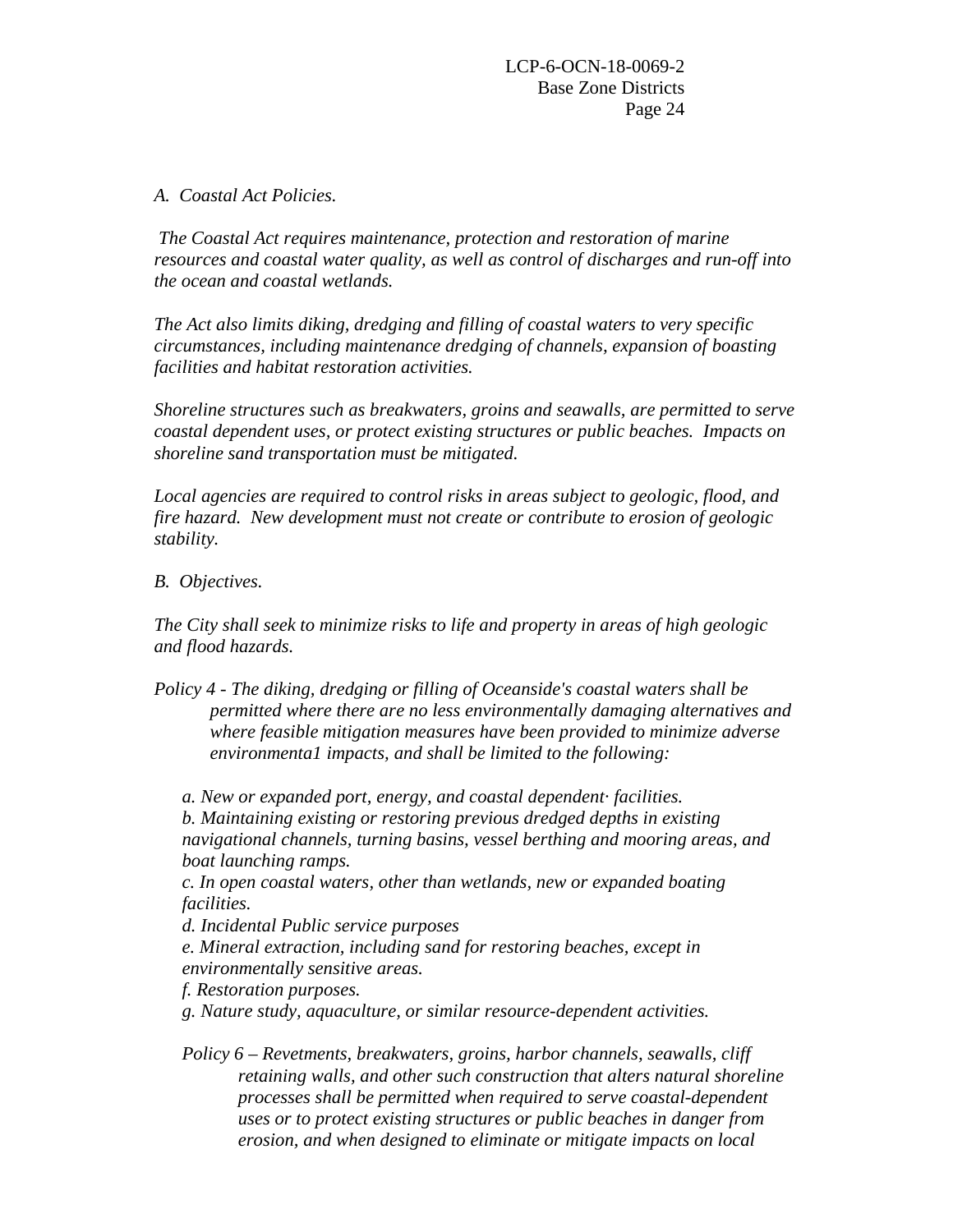*A. Coastal Act Policies.*

*The Coastal Act requires maintenance, protection and restoration of marine resources and coastal water quality, as well as control of discharges and run-off into the ocean and coastal wetlands.*

*The Act also limits diking, dredging and filling of coastal waters to very specific circumstances, including maintenance dredging of channels, expansion of boasting facilities and habitat restoration activities.*

*Shoreline structures such as breakwaters, groins and seawalls, are permitted to serve coastal dependent uses, or protect existing structures or public beaches. Impacts on shoreline sand transportation must be mitigated.*

*Local agencies are required to control risks in areas subject to geologic, flood, and fire hazard. New development must not create or contribute to erosion of geologic stability.*

*B. Objectives.*

*The City shall seek to minimize risks to life and property in areas of high geologic and flood hazards.*

*Policy 4 - The diking, dredging or filling of Oceanside's coastal waters shall be permitted where there are no less environmentally damaging alternatives and where feasible mitigation measures have been provided to minimize adverse environmenta1 impacts, and shall be limited to the following:*

*a. New or expanded port, energy, and coastal dependent· facilities.*
*b. Maintaining existing or restoring previous dredged depths in existing navigational channels, turning basins, vessel berthing and mooring areas, and boat launching ramps.*
*c. In open coastal waters, other than wetlands, new or expanded boating facilities.*
*d. Incidental Public service purposes*
*e. Mineral extraction, including sand for restoring beaches, except in environmentally sensitive areas.*
*f. Restoration purposes.*
*g. Nature study, aquaculture, or similar resource-dependent activities.*

*Policy 6 – Revetments, breakwaters, groins, harbor channels, seawalls, cliff retaining walls, and other such construction that alters natural shoreline processes shall be permitted when required to serve coastal-dependent uses or to protect existing structures or public beaches in danger from erosion, and when designed to eliminate or mitigate impacts on local*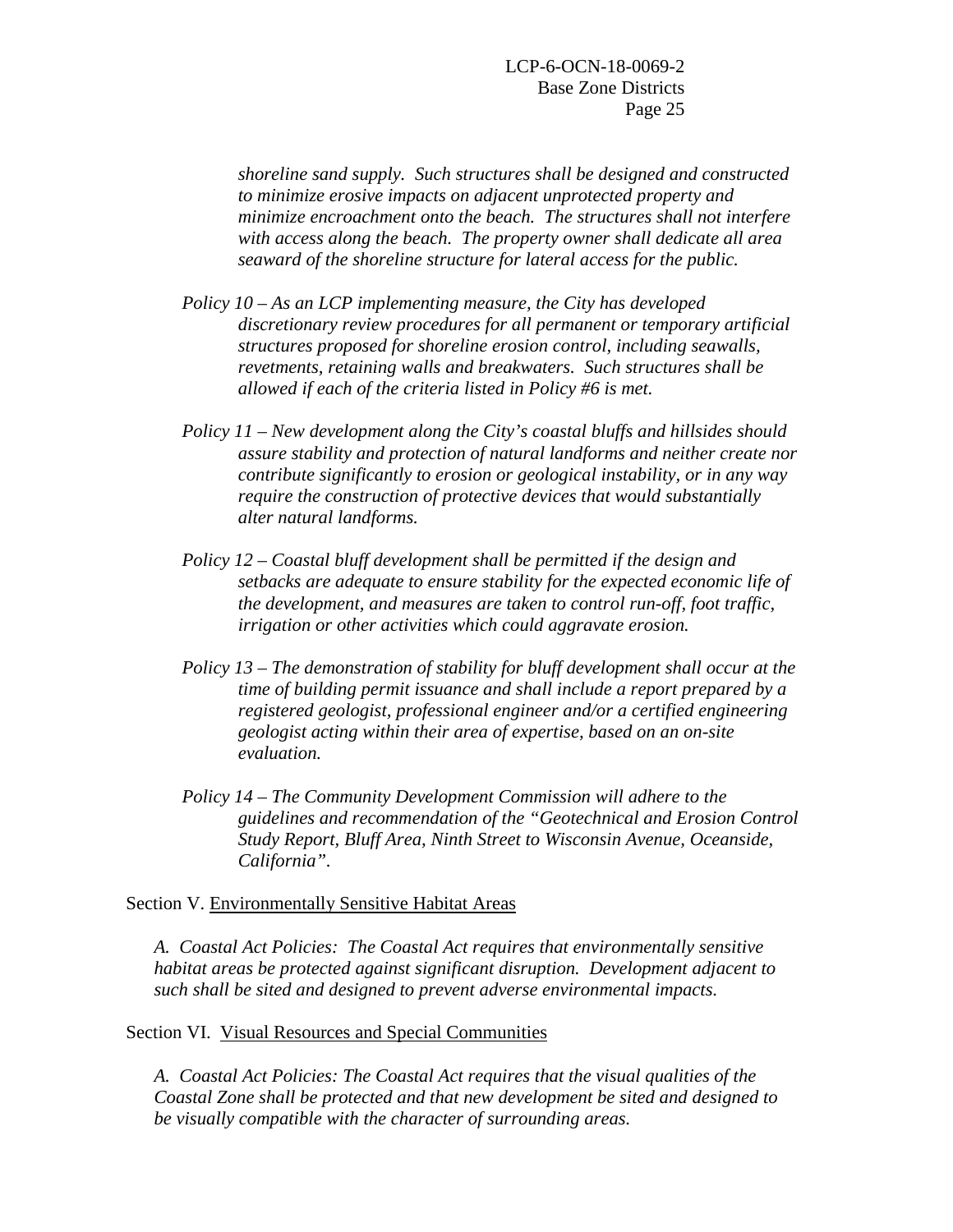*shoreline sand supply. Such structures shall be designed and constructed to minimize erosive impacts on adjacent unprotected property and minimize encroachment onto the beach. The structures shall not interfere with access along the beach. The property owner shall dedicate all area seaward of the shoreline structure for lateral access for the public.*

*Policy 10 – As an LCP implementing measure, the City has developed discretionary review procedures for all permanent or temporary artificial structures proposed for shoreline erosion control, including seawalls, revetments, retaining walls and breakwaters. Such structures shall be allowed if each of the criteria listed in Policy #6 is met.*

*Policy 11 – New development along the City's coastal bluffs and hillsides should assure stability and protection of natural landforms and neither create nor contribute significantly to erosion or geological instability, or in any way require the construction of protective devices that would substantially alter natural landforms.*

*Policy 12 – Coastal bluff development shall be permitted if the design and setbacks are adequate to ensure stability for the expected economic life of the development, and measures are taken to control run-off, foot traffic, irrigation or other activities which could aggravate erosion.*

*Policy 13 – The demonstration of stability for bluff development shall occur at the time of building permit issuance and shall include a report prepared by a registered geologist, professional engineer and/or a certified engineering geologist acting within their area of expertise, based on an on-site evaluation.*

*Policy 14 – The Community Development Commission will adhere to the guidelines and recommendation of the "Geotechnical and Erosion Control Study Report, Bluff Area, Ninth Street to Wisconsin Avenue, Oceanside, California".*

Section V. Environmentally Sensitive Habitat Areas

*A. Coastal Act Policies: The Coastal Act requires that environmentally sensitive habitat areas be protected against significant disruption. Development adjacent to such shall be sited and designed to prevent adverse environmental impacts.*

Section VI. Visual Resources and Special Communities

*A. Coastal Act Policies: The Coastal Act requires that the visual qualities of the Coastal Zone shall be protected and that new development be sited and designed to be visually compatible with the character of surrounding areas.*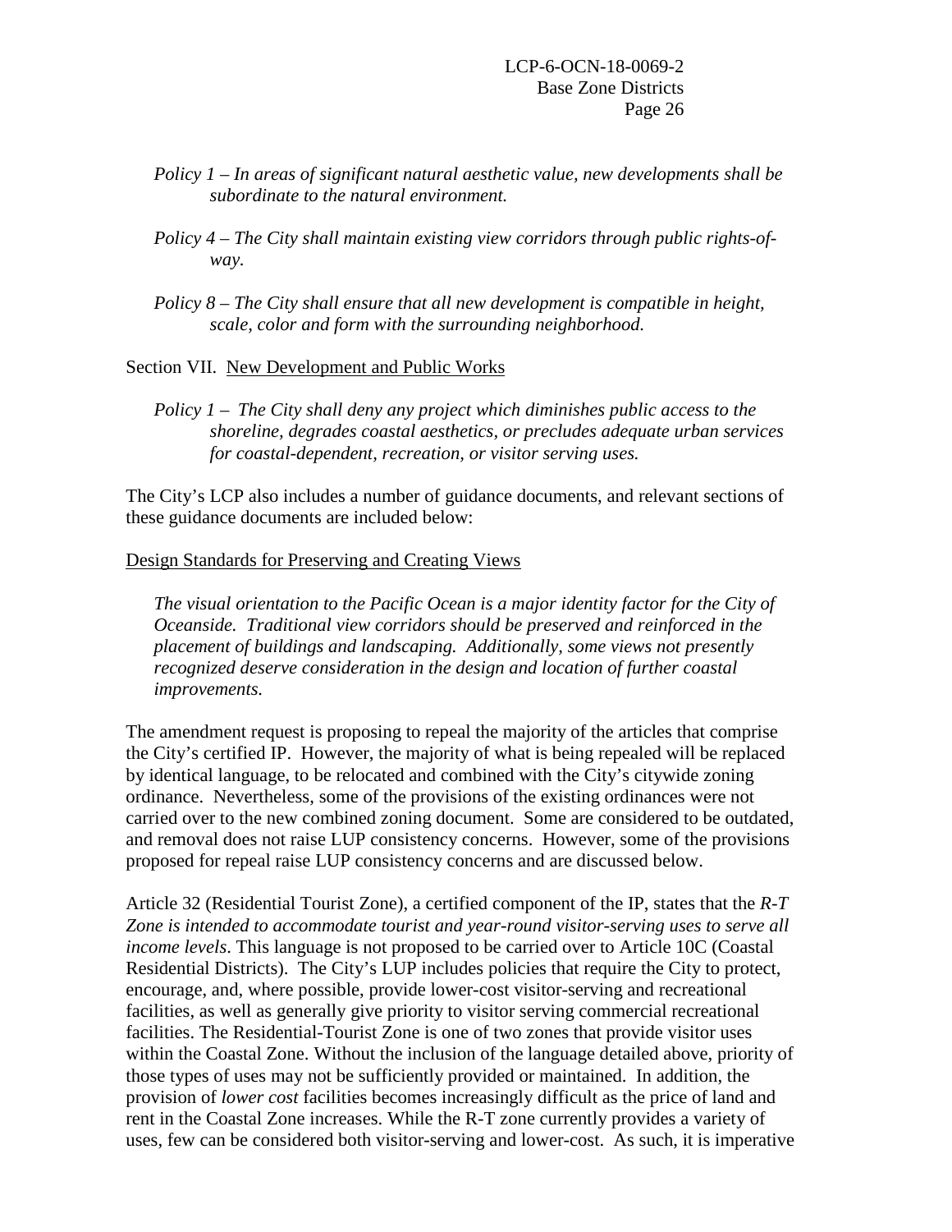*Policy 1 – In areas of significant natural aesthetic value, new developments shall be subordinate to the natural environment.*

*Policy 4 – The City shall maintain existing view corridors through public rights-of-way.*

*Policy 8 – The City shall ensure that all new development is compatible in height, scale, color and form with the surrounding neighborhood.*

Section VII. New Development and Public Works

*Policy 1 – The City shall deny any project which diminishes public access to the shoreline, degrades coastal aesthetics, or precludes adequate urban services for coastal-dependent, recreation, or visitor serving uses.*

The City's LCP also includes a number of guidance documents, and relevant sections of these guidance documents are included below:

Design Standards for Preserving and Creating Views

*The visual orientation to the Pacific Ocean is a major identity factor for the City of Oceanside. Traditional view corridors should be preserved and reinforced in the placement of buildings and landscaping. Additionally, some views not presently recognized deserve consideration in the design and location of further coastal improvements.*

The amendment request is proposing to repeal the majority of the articles that comprise the City's certified IP. However, the majority of what is being repealed will be replaced by identical language, to be relocated and combined with the City's citywide zoning ordinance. Nevertheless, some of the provisions of the existing ordinances were not carried over to the new combined zoning document. Some are considered to be outdated, and removal does not raise LUP consistency concerns. However, some of the provisions proposed for repeal raise LUP consistency concerns and are discussed below.

Article 32 (Residential Tourist Zone), a certified component of the IP, states that the *R-T Zone is intended to accommodate tourist and year-round visitor-serving uses to serve all income levels*. This language is not proposed to be carried over to Article 10C (Coastal Residential Districts). The City's LUP includes policies that require the City to protect, encourage, and, where possible, provide lower-cost visitor-serving and recreational facilities, as well as generally give priority to visitor serving commercial recreational facilities. The Residential-Tourist Zone is one of two zones that provide visitor uses within the Coastal Zone. Without the inclusion of the language detailed above, priority of those types of uses may not be sufficiently provided or maintained. In addition, the provision of *lower cost* facilities becomes increasingly difficult as the price of land and rent in the Coastal Zone increases. While the R-T zone currently provides a variety of uses, few can be considered both visitor-serving and lower-cost. As such, it is imperative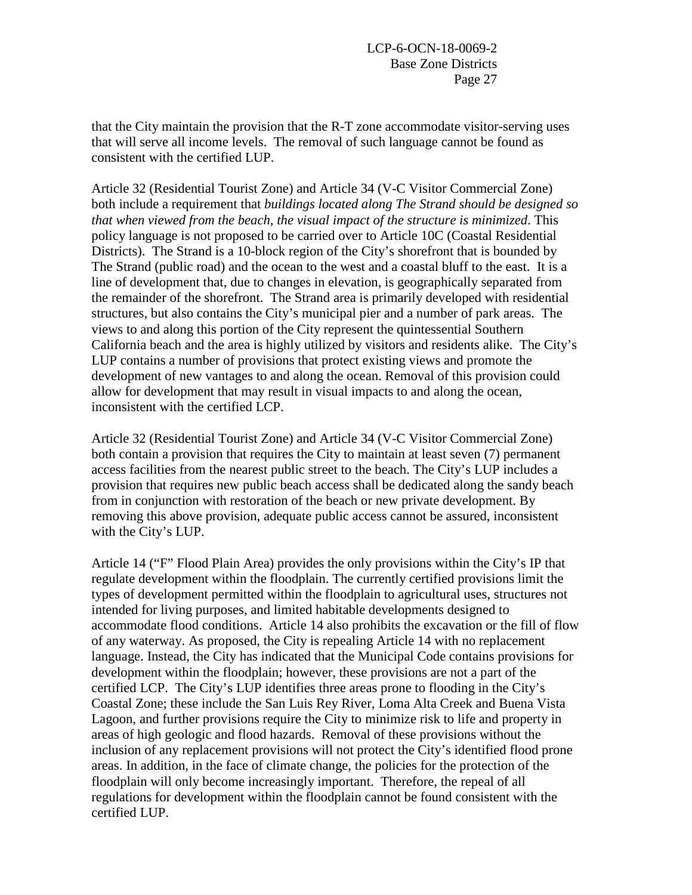that the City maintain the provision that the R-T zone accommodate visitor-serving uses that will serve all income levels. The removal of such language cannot be found as consistent with the certified LUP.

Article 32 (Residential Tourist Zone) and Article 34 (V-C Visitor Commercial Zone) both include a requirement that *buildings located along The Strand should be designed so that when viewed from the beach, the visual impact of the structure is minimized*. This policy language is not proposed to be carried over to Article 10C (Coastal Residential Districts). The Strand is a 10-block region of the City's shorefront that is bounded by The Strand (public road) and the ocean to the west and a coastal bluff to the east. It is a line of development that, due to changes in elevation, is geographically separated from the remainder of the shorefront. The Strand area is primarily developed with residential structures, but also contains the City's municipal pier and a number of park areas. The views to and along this portion of the City represent the quintessential Southern California beach and the area is highly utilized by visitors and residents alike. The City's LUP contains a number of provisions that protect existing views and promote the development of new vantages to and along the ocean. Removal of this provision could allow for development that may result in visual impacts to and along the ocean, inconsistent with the certified LCP.

Article 32 (Residential Tourist Zone) and Article 34 (V-C Visitor Commercial Zone) both contain a provision that requires the City to maintain at least seven (7) permanent access facilities from the nearest public street to the beach. The City's LUP includes a provision that requires new public beach access shall be dedicated along the sandy beach from in conjunction with restoration of the beach or new private development. By removing this above provision, adequate public access cannot be assured, inconsistent with the City's LUP.

Article 14 ("F" Flood Plain Area) provides the only provisions within the City's IP that regulate development within the floodplain. The currently certified provisions limit the types of development permitted within the floodplain to agricultural uses, structures not intended for living purposes, and limited habitable developments designed to accommodate flood conditions. Article 14 also prohibits the excavation or the fill of flow of any waterway. As proposed, the City is repealing Article 14 with no replacement language. Instead, the City has indicated that the Municipal Code contains provisions for development within the floodplain; however, these provisions are not a part of the certified LCP. The City's LUP identifies three areas prone to flooding in the City's Coastal Zone; these include the San Luis Rey River, Loma Alta Creek and Buena Vista Lagoon, and further provisions require the City to minimize risk to life and property in areas of high geologic and flood hazards. Removal of these provisions without the inclusion of any replacement provisions will not protect the City's identified flood prone areas. In addition, in the face of climate change, the policies for the protection of the floodplain will only become increasingly important. Therefore, the repeal of all regulations for development within the floodplain cannot be found consistent with the certified LUP.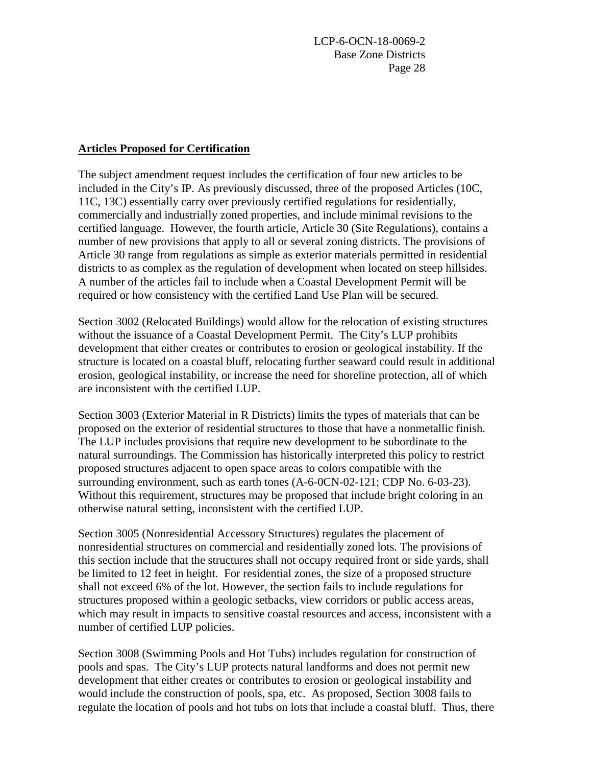**Articles Proposed for Certification**

The subject amendment request includes the certification of four new articles to be included in the City's IP. As previously discussed, three of the proposed Articles (10C, 11C, 13C) essentially carry over previously certified regulations for residentially, commercially and industrially zoned properties, and include minimal revisions to the certified language. However, the fourth article, Article 30 (Site Regulations), contains a number of new provisions that apply to all or several zoning districts. The provisions of Article 30 range from regulations as simple as exterior materials permitted in residential districts to as complex as the regulation of development when located on steep hillsides. A number of the articles fail to include when a Coastal Development Permit will be required or how consistency with the certified Land Use Plan will be secured.

Section 3002 (Relocated Buildings) would allow for the relocation of existing structures without the issuance of a Coastal Development Permit. The City's LUP prohibits development that either creates or contributes to erosion or geological instability. If the structure is located on a coastal bluff, relocating further seaward could result in additional erosion, geological instability, or increase the need for shoreline protection, all of which are inconsistent with the certified LUP.

Section 3003 (Exterior Material in R Districts) limits the types of materials that can be proposed on the exterior of residential structures to those that have a nonmetallic finish. The LUP includes provisions that require new development to be subordinate to the natural surroundings. The Commission has historically interpreted this policy to restrict proposed structures adjacent to open space areas to colors compatible with the surrounding environment, such as earth tones (A-6-0CN-02-121; CDP No. 6-03-23). Without this requirement, structures may be proposed that include bright coloring in an otherwise natural setting, inconsistent with the certified LUP.

Section 3005 (Nonresidential Accessory Structures) regulates the placement of nonresidential structures on commercial and residentially zoned lots. The provisions of this section include that the structures shall not occupy required front or side yards, shall be limited to 12 feet in height. For residential zones, the size of a proposed structure shall not exceed 6% of the lot. However, the section fails to include regulations for structures proposed within a geologic setbacks, view corridors or public access areas, which may result in impacts to sensitive coastal resources and access, inconsistent with a number of certified LUP policies.

Section 3008 (Swimming Pools and Hot Tubs) includes regulation for construction of pools and spas. The City's LUP protects natural landforms and does not permit new development that either creates or contributes to erosion or geological instability and would include the construction of pools, spa, etc. As proposed, Section 3008 fails to regulate the location of pools and hot tubs on lots that include a coastal bluff. Thus, there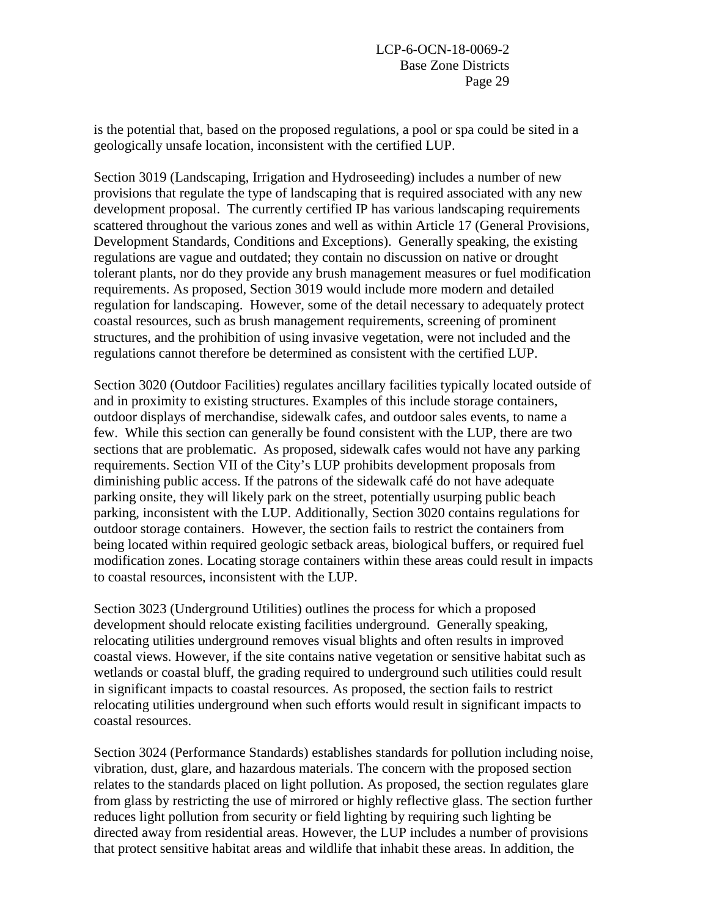is the potential that, based on the proposed regulations, a pool or spa could be sited in a geologically unsafe location, inconsistent with the certified LUP.

Section 3019 (Landscaping, Irrigation and Hydroseeding) includes a number of new provisions that regulate the type of landscaping that is required associated with any new development proposal. The currently certified IP has various landscaping requirements scattered throughout the various zones and well as within Article 17 (General Provisions, Development Standards, Conditions and Exceptions). Generally speaking, the existing regulations are vague and outdated; they contain no discussion on native or drought tolerant plants, nor do they provide any brush management measures or fuel modification requirements. As proposed, Section 3019 would include more modern and detailed regulation for landscaping. However, some of the detail necessary to adequately protect coastal resources, such as brush management requirements, screening of prominent structures, and the prohibition of using invasive vegetation, were not included and the regulations cannot therefore be determined as consistent with the certified LUP.

Section 3020 (Outdoor Facilities) regulates ancillary facilities typically located outside of and in proximity to existing structures. Examples of this include storage containers, outdoor displays of merchandise, sidewalk cafes, and outdoor sales events, to name a few. While this section can generally be found consistent with the LUP, there are two sections that are problematic. As proposed, sidewalk cafes would not have any parking requirements. Section VII of the City's LUP prohibits development proposals from diminishing public access. If the patrons of the sidewalk café do not have adequate parking onsite, they will likely park on the street, potentially usurping public beach parking, inconsistent with the LUP. Additionally, Section 3020 contains regulations for outdoor storage containers. However, the section fails to restrict the containers from being located within required geologic setback areas, biological buffers, or required fuel modification zones. Locating storage containers within these areas could result in impacts to coastal resources, inconsistent with the LUP.

Section 3023 (Underground Utilities) outlines the process for which a proposed development should relocate existing facilities underground. Generally speaking, relocating utilities underground removes visual blights and often results in improved coastal views. However, if the site contains native vegetation or sensitive habitat such as wetlands or coastal bluff, the grading required to underground such utilities could result in significant impacts to coastal resources. As proposed, the section fails to restrict relocating utilities underground when such efforts would result in significant impacts to coastal resources.

Section 3024 (Performance Standards) establishes standards for pollution including noise, vibration, dust, glare, and hazardous materials. The concern with the proposed section relates to the standards placed on light pollution. As proposed, the section regulates glare from glass by restricting the use of mirrored or highly reflective glass. The section further reduces light pollution from security or field lighting by requiring such lighting be directed away from residential areas. However, the LUP includes a number of provisions that protect sensitive habitat areas and wildlife that inhabit these areas. In addition, the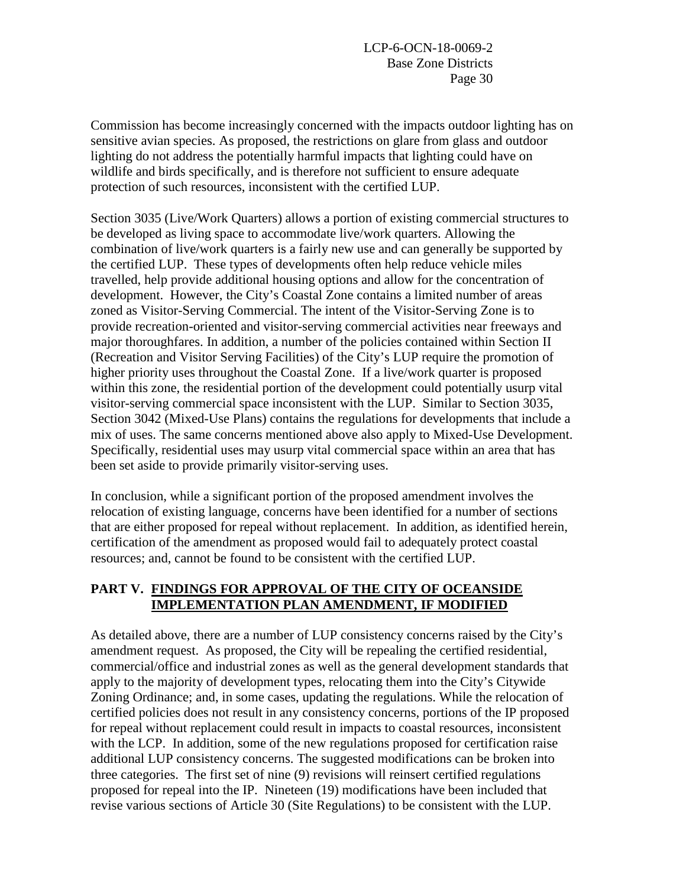Commission has become increasingly concerned with the impacts outdoor lighting has on sensitive avian species. As proposed, the restrictions on glare from glass and outdoor lighting do not address the potentially harmful impacts that lighting could have on wildlife and birds specifically, and is therefore not sufficient to ensure adequate protection of such resources, inconsistent with the certified LUP.

Section 3035 (Live/Work Quarters) allows a portion of existing commercial structures to be developed as living space to accommodate live/work quarters. Allowing the combination of live/work quarters is a fairly new use and can generally be supported by the certified LUP. These types of developments often help reduce vehicle miles travelled, help provide additional housing options and allow for the concentration of development. However, the City's Coastal Zone contains a limited number of areas zoned as Visitor-Serving Commercial. The intent of the Visitor-Serving Zone is to provide recreation-oriented and visitor-serving commercial activities near freeways and major thoroughfares. In addition, a number of the policies contained within Section II (Recreation and Visitor Serving Facilities) of the City's LUP require the promotion of higher priority uses throughout the Coastal Zone. If a live/work quarter is proposed within this zone, the residential portion of the development could potentially usurp vital visitor-serving commercial space inconsistent with the LUP. Similar to Section 3035, Section 3042 (Mixed-Use Plans) contains the regulations for developments that include a mix of uses. The same concerns mentioned above also apply to Mixed-Use Development. Specifically, residential uses may usurp vital commercial space within an area that has been set aside to provide primarily visitor-serving uses.

In conclusion, while a significant portion of the proposed amendment involves the relocation of existing language, concerns have been identified for a number of sections that are either proposed for repeal without replacement. In addition, as identified herein, certification of the amendment as proposed would fail to adequately protect coastal resources; and, cannot be found to be consistent with the certified LUP.

## PART V. FINDINGS FOR APPROVAL OF THE CITY OF OCEANSIDE IMPLEMENTATION PLAN AMENDMENT, IF MODIFIED

As detailed above, there are a number of LUP consistency concerns raised by the City's amendment request. As proposed, the City will be repealing the certified residential, commercial/office and industrial zones as well as the general development standards that apply to the majority of development types, relocating them into the City's Citywide Zoning Ordinance; and, in some cases, updating the regulations. While the relocation of certified policies does not result in any consistency concerns, portions of the IP proposed for repeal without replacement could result in impacts to coastal resources, inconsistent with the LCP. In addition, some of the new regulations proposed for certification raise additional LUP consistency concerns. The suggested modifications can be broken into three categories. The first set of nine (9) revisions will reinsert certified regulations proposed for repeal into the IP. Nineteen (19) modifications have been included that revise various sections of Article 30 (Site Regulations) to be consistent with the LUP.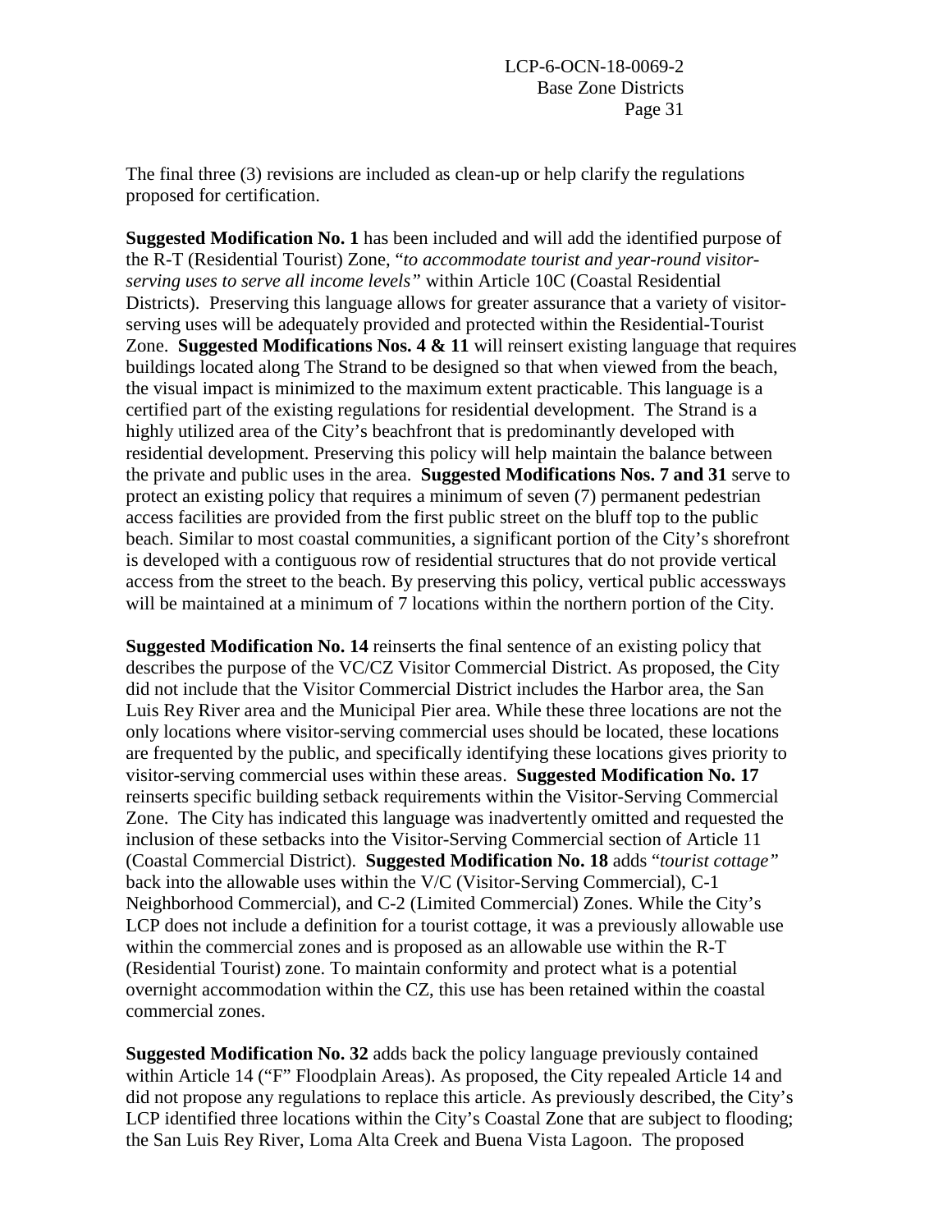The final three (3) revisions are included as clean-up or help clarify the regulations proposed for certification.

**Suggested Modification No. 1** has been included and will add the identified purpose of the R-T (Residential Tourist) Zone, "*to accommodate tourist and year-round visitor-serving uses to serve all income levels"* within Article 10C (Coastal Residential Districts). Preserving this language allows for greater assurance that a variety of visitor-serving uses will be adequately provided and protected within the Residential-Tourist Zone. **Suggested Modifications Nos. 4 & 11** will reinsert existing language that requires buildings located along The Strand to be designed so that when viewed from the beach, the visual impact is minimized to the maximum extent practicable. This language is a certified part of the existing regulations for residential development. The Strand is a highly utilized area of the City's beachfront that is predominantly developed with residential development. Preserving this policy will help maintain the balance between the private and public uses in the area. **Suggested Modifications Nos. 7 and 31** serve to protect an existing policy that requires a minimum of seven (7) permanent pedestrian access facilities are provided from the first public street on the bluff top to the public beach. Similar to most coastal communities, a significant portion of the City's shorefront is developed with a contiguous row of residential structures that do not provide vertical access from the street to the beach. By preserving this policy, vertical public accessways will be maintained at a minimum of 7 locations within the northern portion of the City.

**Suggested Modification No. 14** reinserts the final sentence of an existing policy that describes the purpose of the VC/CZ Visitor Commercial District. As proposed, the City did not include that the Visitor Commercial District includes the Harbor area, the San Luis Rey River area and the Municipal Pier area. While these three locations are not the only locations where visitor-serving commercial uses should be located, these locations are frequented by the public, and specifically identifying these locations gives priority to visitor-serving commercial uses within these areas. **Suggested Modification No. 17** reinserts specific building setback requirements within the Visitor-Serving Commercial Zone. The City has indicated this language was inadvertently omitted and requested the inclusion of these setbacks into the Visitor-Serving Commercial section of Article 11 (Coastal Commercial District). **Suggested Modification No. 18** adds "*tourist cottage"* back into the allowable uses within the V/C (Visitor-Serving Commercial), C-1 Neighborhood Commercial), and C-2 (Limited Commercial) Zones. While the City's LCP does not include a definition for a tourist cottage, it was a previously allowable use within the commercial zones and is proposed as an allowable use within the R-T (Residential Tourist) zone. To maintain conformity and protect what is a potential overnight accommodation within the CZ, this use has been retained within the coastal commercial zones.

**Suggested Modification No. 32** adds back the policy language previously contained within Article 14 ("F" Floodplain Areas). As proposed, the City repealed Article 14 and did not propose any regulations to replace this article. As previously described, the City's LCP identified three locations within the City's Coastal Zone that are subject to flooding; the San Luis Rey River, Loma Alta Creek and Buena Vista Lagoon. The proposed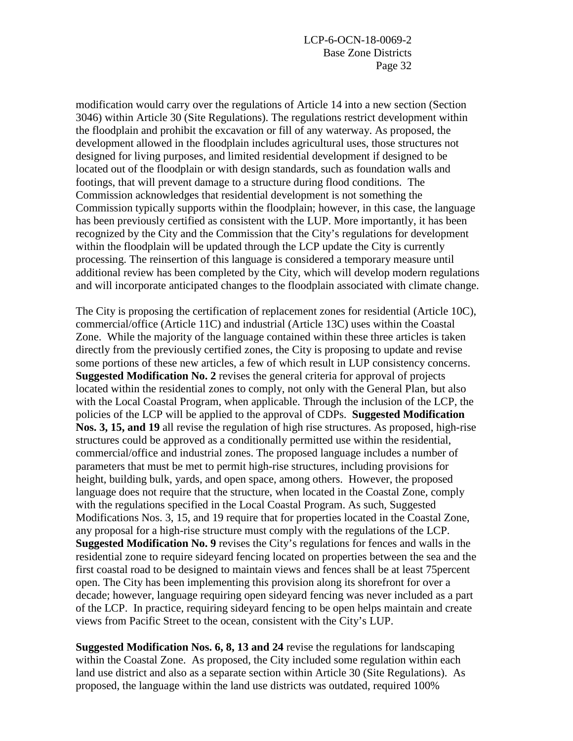modification would carry over the regulations of Article 14 into a new section (Section 3046) within Article 30 (Site Regulations). The regulations restrict development within the floodplain and prohibit the excavation or fill of any waterway. As proposed, the development allowed in the floodplain includes agricultural uses, those structures not designed for living purposes, and limited residential development if designed to be located out of the floodplain or with design standards, such as foundation walls and footings, that will prevent damage to a structure during flood conditions. The Commission acknowledges that residential development is not something the Commission typically supports within the floodplain; however, in this case, the language has been previously certified as consistent with the LUP. More importantly, it has been recognized by the City and the Commission that the City's regulations for development within the floodplain will be updated through the LCP update the City is currently processing. The reinsertion of this language is considered a temporary measure until additional review has been completed by the City, which will develop modern regulations and will incorporate anticipated changes to the floodplain associated with climate change.

The City is proposing the certification of replacement zones for residential (Article 10C), commercial/office (Article 11C) and industrial (Article 13C) uses within the Coastal Zone. While the majority of the language contained within these three articles is taken directly from the previously certified zones, the City is proposing to update and revise some portions of these new articles, a few of which result in LUP consistency concerns. **Suggested Modification No. 2** revises the general criteria for approval of projects located within the residential zones to comply, not only with the General Plan, but also with the Local Coastal Program, when applicable. Through the inclusion of the LCP, the policies of the LCP will be applied to the approval of CDPs. **Suggested Modification Nos. 3, 15, and 19** all revise the regulation of high rise structures. As proposed, high-rise structures could be approved as a conditionally permitted use within the residential, commercial/office and industrial zones. The proposed language includes a number of parameters that must be met to permit high-rise structures, including provisions for height, building bulk, yards, and open space, among others. However, the proposed language does not require that the structure, when located in the Coastal Zone, comply with the regulations specified in the Local Coastal Program. As such, Suggested Modifications Nos. 3, 15, and 19 require that for properties located in the Coastal Zone, any proposal for a high-rise structure must comply with the regulations of the LCP. **Suggested Modification No. 9** revises the City's regulations for fences and walls in the residential zone to require sideyard fencing located on properties between the sea and the first coastal road to be designed to maintain views and fences shall be at least 75percent open. The City has been implementing this provision along its shorefront for over a decade; however, language requiring open sideyard fencing was never included as a part of the LCP. In practice, requiring sideyard fencing to be open helps maintain and create views from Pacific Street to the ocean, consistent with the City's LUP.

**Suggested Modification Nos. 6, 8, 13 and 24** revise the regulations for landscaping within the Coastal Zone. As proposed, the City included some regulation within each land use district and also as a separate section within Article 30 (Site Regulations). As proposed, the language within the land use districts was outdated, required 100%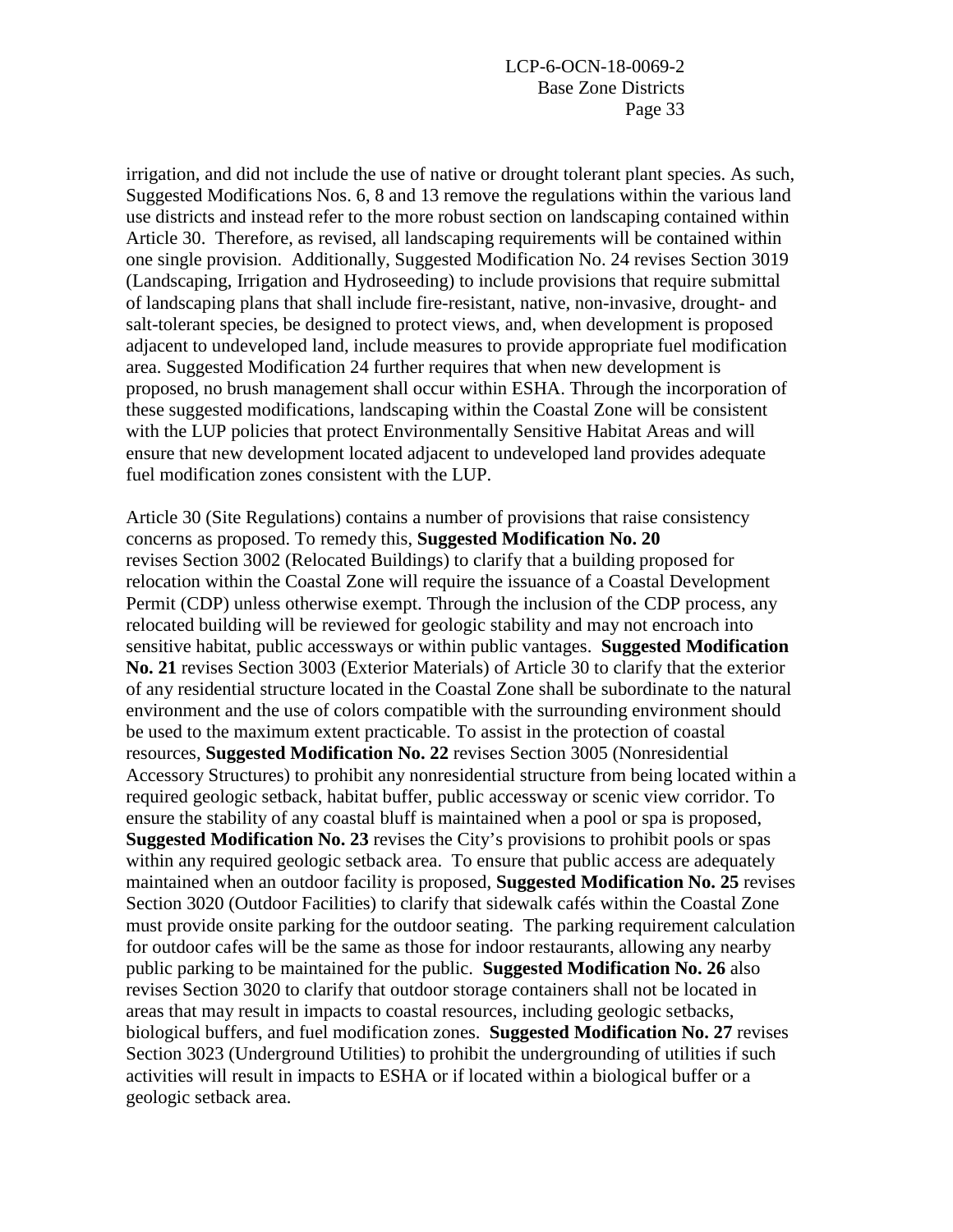irrigation, and did not include the use of native or drought tolerant plant species. As such, Suggested Modifications Nos. 6, 8 and 13 remove the regulations within the various land use districts and instead refer to the more robust section on landscaping contained within Article 30. Therefore, as revised, all landscaping requirements will be contained within one single provision. Additionally, Suggested Modification No. 24 revises Section 3019 (Landscaping, Irrigation and Hydroseeding) to include provisions that require submittal of landscaping plans that shall include fire-resistant, native, non-invasive, drought- and salt-tolerant species, be designed to protect views, and, when development is proposed adjacent to undeveloped land, include measures to provide appropriate fuel modification area. Suggested Modification 24 further requires that when new development is proposed, no brush management shall occur within ESHA. Through the incorporation of these suggested modifications, landscaping within the Coastal Zone will be consistent with the LUP policies that protect Environmentally Sensitive Habitat Areas and will ensure that new development located adjacent to undeveloped land provides adequate fuel modification zones consistent with the LUP.

Article 30 (Site Regulations) contains a number of provisions that raise consistency concerns as proposed. To remedy this, **Suggested Modification No. 20** revises Section 3002 (Relocated Buildings) to clarify that a building proposed for relocation within the Coastal Zone will require the issuance of a Coastal Development Permit (CDP) unless otherwise exempt. Through the inclusion of the CDP process, any relocated building will be reviewed for geologic stability and may not encroach into sensitive habitat, public accessways or within public vantages. **Suggested Modification No. 21** revises Section 3003 (Exterior Materials) of Article 30 to clarify that the exterior of any residential structure located in the Coastal Zone shall be subordinate to the natural environment and the use of colors compatible with the surrounding environment should be used to the maximum extent practicable. To assist in the protection of coastal resources, **Suggested Modification No. 22** revises Section 3005 (Nonresidential Accessory Structures) to prohibit any nonresidential structure from being located within a required geologic setback, habitat buffer, public accessway or scenic view corridor. To ensure the stability of any coastal bluff is maintained when a pool or spa is proposed, **Suggested Modification No. 23** revises the City's provisions to prohibit pools or spas within any required geologic setback area. To ensure that public access are adequately maintained when an outdoor facility is proposed, **Suggested Modification No. 25** revises Section 3020 (Outdoor Facilities) to clarify that sidewalk cafés within the Coastal Zone must provide onsite parking for the outdoor seating. The parking requirement calculation for outdoor cafes will be the same as those for indoor restaurants, allowing any nearby public parking to be maintained for the public. **Suggested Modification No. 26** also revises Section 3020 to clarify that outdoor storage containers shall not be located in areas that may result in impacts to coastal resources, including geologic setbacks, biological buffers, and fuel modification zones. **Suggested Modification No. 27** revises Section 3023 (Underground Utilities) to prohibit the undergrounding of utilities if such activities will result in impacts to ESHA or if located within a biological buffer or a geologic setback area.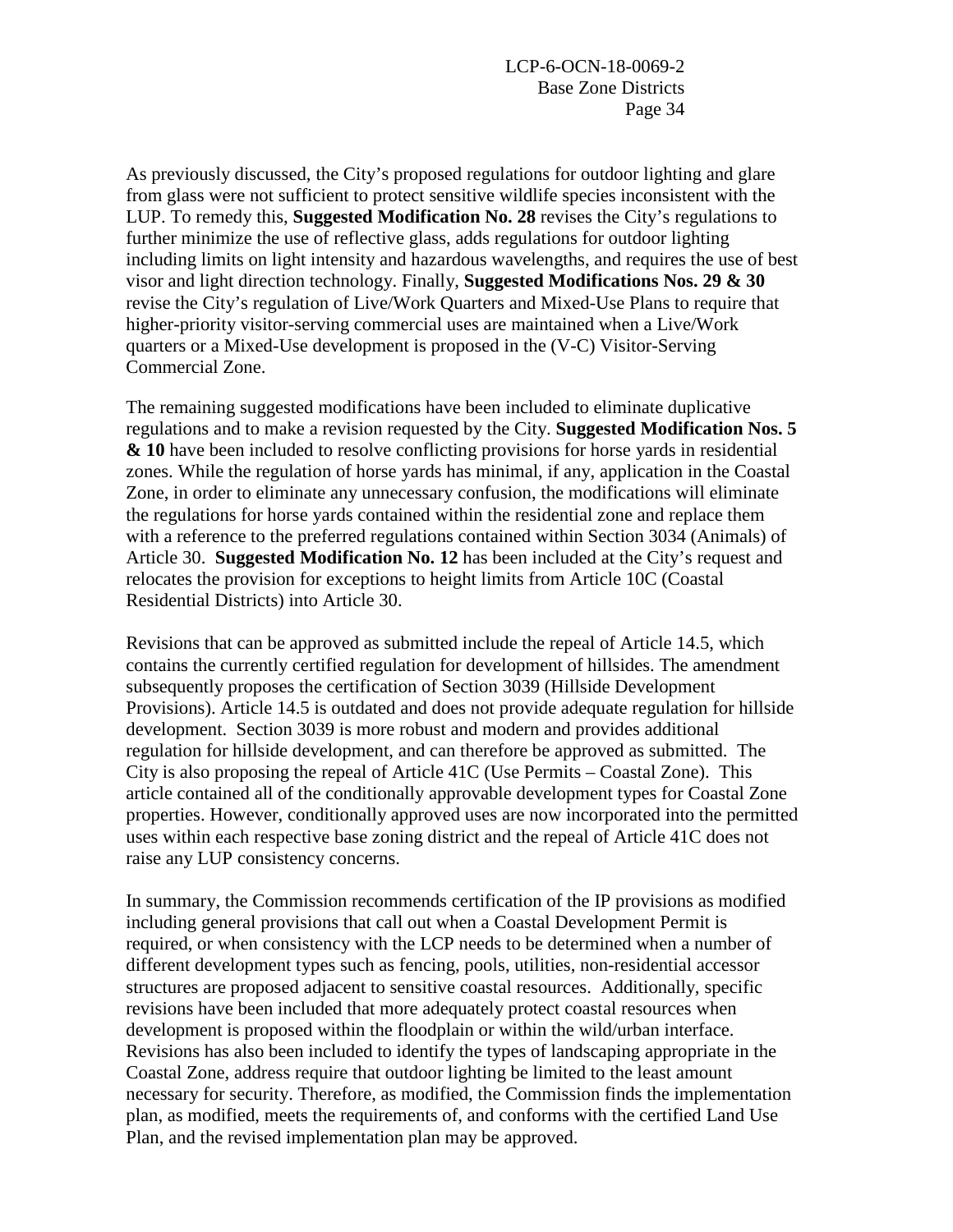As previously discussed, the City's proposed regulations for outdoor lighting and glare from glass were not sufficient to protect sensitive wildlife species inconsistent with the LUP. To remedy this, **Suggested Modification No. 28** revises the City's regulations to further minimize the use of reflective glass, adds regulations for outdoor lighting including limits on light intensity and hazardous wavelengths, and requires the use of best visor and light direction technology. Finally, **Suggested Modifications Nos. 29 & 30** revise the City's regulation of Live/Work Quarters and Mixed-Use Plans to require that higher-priority visitor-serving commercial uses are maintained when a Live/Work quarters or a Mixed-Use development is proposed in the (V-C) Visitor-Serving Commercial Zone.

The remaining suggested modifications have been included to eliminate duplicative regulations and to make a revision requested by the City. **Suggested Modification Nos. 5 & 10** have been included to resolve conflicting provisions for horse yards in residential zones. While the regulation of horse yards has minimal, if any, application in the Coastal Zone, in order to eliminate any unnecessary confusion, the modifications will eliminate the regulations for horse yards contained within the residential zone and replace them with a reference to the preferred regulations contained within Section 3034 (Animals) of Article 30. **Suggested Modification No. 12** has been included at the City's request and relocates the provision for exceptions to height limits from Article 10C (Coastal Residential Districts) into Article 30.

Revisions that can be approved as submitted include the repeal of Article 14.5, which contains the currently certified regulation for development of hillsides. The amendment subsequently proposes the certification of Section 3039 (Hillside Development Provisions). Article 14.5 is outdated and does not provide adequate regulation for hillside development. Section 3039 is more robust and modern and provides additional regulation for hillside development, and can therefore be approved as submitted. The City is also proposing the repeal of Article 41C (Use Permits – Coastal Zone). This article contained all of the conditionally approvable development types for Coastal Zone properties. However, conditionally approved uses are now incorporated into the permitted uses within each respective base zoning district and the repeal of Article 41C does not raise any LUP consistency concerns.

In summary, the Commission recommends certification of the IP provisions as modified including general provisions that call out when a Coastal Development Permit is required, or when consistency with the LCP needs to be determined when a number of different development types such as fencing, pools, utilities, non-residential accessor structures are proposed adjacent to sensitive coastal resources. Additionally, specific revisions have been included that more adequately protect coastal resources when development is proposed within the floodplain or within the wild/urban interface. Revisions has also been included to identify the types of landscaping appropriate in the Coastal Zone, address require that outdoor lighting be limited to the least amount necessary for security. Therefore, as modified, the Commission finds the implementation plan, as modified, meets the requirements of, and conforms with the certified Land Use Plan, and the revised implementation plan may be approved.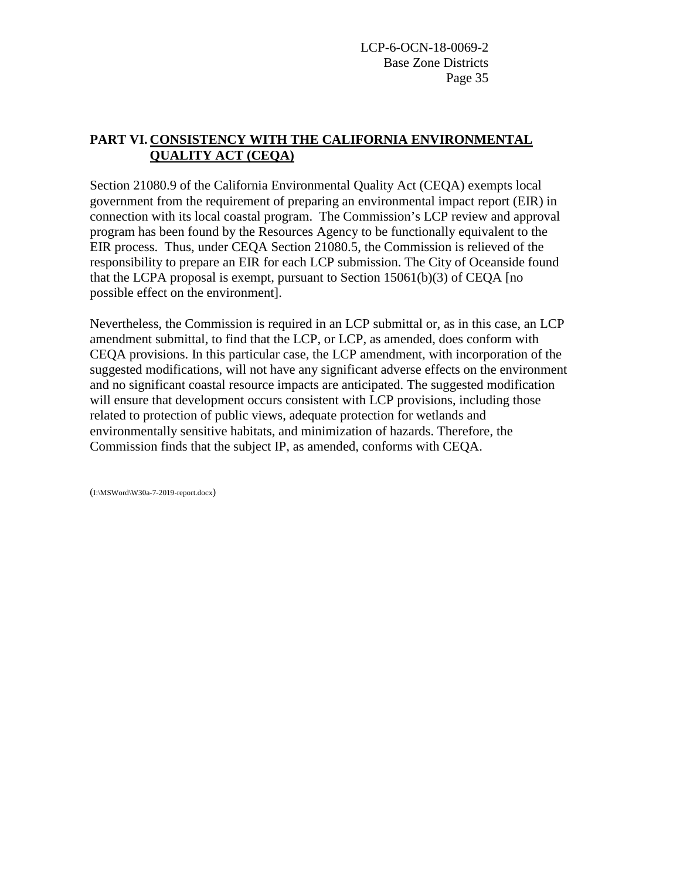## PART VI. CONSISTENCY WITH THE CALIFORNIA ENVIRONMENTAL QUALITY ACT (CEQA)

Section 21080.9 of the California Environmental Quality Act (CEQA) exempts local government from the requirement of preparing an environmental impact report (EIR) in connection with its local coastal program. The Commission's LCP review and approval program has been found by the Resources Agency to be functionally equivalent to the EIR process. Thus, under CEQA Section 21080.5, the Commission is relieved of the responsibility to prepare an EIR for each LCP submission. The City of Oceanside found that the LCPA proposal is exempt, pursuant to Section 15061(b)(3) of CEQA [no possible effect on the environment].

Nevertheless, the Commission is required in an LCP submittal or, as in this case, an LCP amendment submittal, to find that the LCP, or LCP, as amended, does conform with CEQA provisions. In this particular case, the LCP amendment, with incorporation of the suggested modifications, will not have any significant adverse effects on the environment and no significant coastal resource impacts are anticipated. The suggested modification will ensure that development occurs consistent with LCP provisions, including those related to protection of public views, adequate protection for wetlands and environmentally sensitive habitats, and minimization of hazards. Therefore, the Commission finds that the subject IP, as amended, conforms with CEQA.

(I:\MSWord\W30a-7-2019-report.docx)